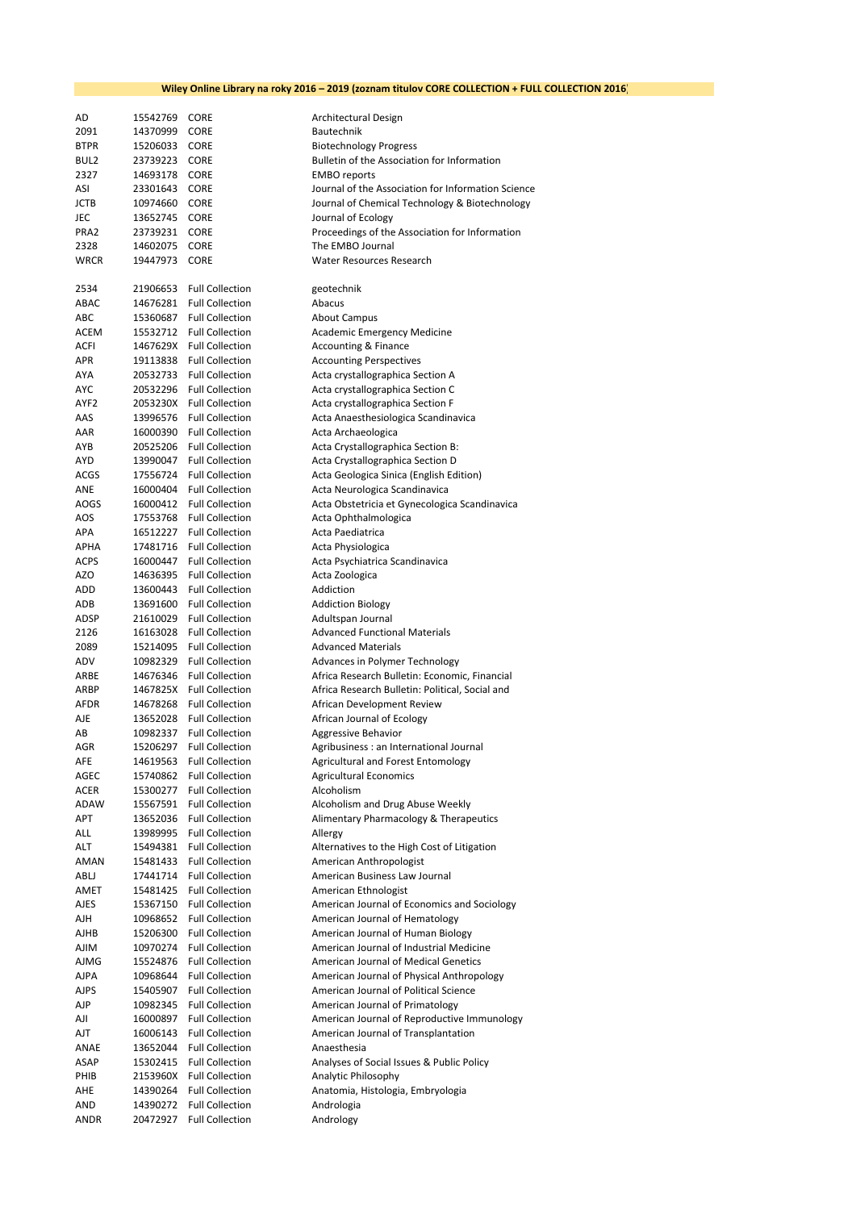# Wiley Online Library na roky 2016 – 2019 (zoznam titulov CORE COLLECTION + FULL COLLECTION 2016)

| | | | |
|---|---|---|---|
| AD | 15542769 | CORE | Architectural Design |
| 2091 | 14370999 | CORE | Bautechnik |
| BTPR | 15206033 | CORE | Biotechnology Progress |
| BUL2 | 23739223 | CORE | Bulletin of the Association for Information |
| 2327 | 14693178 | CORE | EMBO reports |
| ASI | 23301643 | CORE | Journal of the Association for Information Science |
| JCTB | 10974660 | CORE | Journal of Chemical Technology & Biotechnology |
| JEC | 13652745 | CORE | Journal of Ecology |
| PRA2 | 23739231 | CORE | Proceedings of the Association for Information |
| 2328 | 14602075 | CORE | The EMBO Journal |
| WRCR | 19447973 | CORE | Water Resources Research |
| | | | |
| 2534 | 21906653 | Full Collection | geotechnik |
| ABAC | 14676281 | Full Collection | Abacus |
| ABC | 15360687 | Full Collection | About Campus |
| ACEM | 15532712 | Full Collection | Academic Emergency Medicine |
| ACFI | 1467629X | Full Collection | Accounting & Finance |
| APR | 19113838 | Full Collection | Accounting Perspectives |
| AYA | 20532733 | Full Collection | Acta crystallographica Section A |
| AYC | 20532296 | Full Collection | Acta crystallographica Section C |
| AYF2 | 2053230X | Full Collection | Acta crystallographica Section F |
| AAS | 13996576 | Full Collection | Acta Anaesthesiologica Scandinavica |
| AAR | 16000390 | Full Collection | Acta Archaeologica |
| AYB | 20525206 | Full Collection | Acta Crystallographica Section B: |
| AYD | 13990047 | Full Collection | Acta Crystallographica Section D |
| ACGS | 17556724 | Full Collection | Acta Geologica Sinica (English Edition) |
| ANE | 16000404 | Full Collection | Acta Neurologica Scandinavica |
| AOGS | 16000412 | Full Collection | Acta Obstetricia et Gynecologica Scandinavica |
| AOS | 17553768 | Full Collection | Acta Ophthalmologica |
| APA | 16512227 | Full Collection | Acta Paediatrica |
| APHA | 17481716 | Full Collection | Acta Physiologica |
| ACPS | 16000447 | Full Collection | Acta Psychiatrica Scandinavica |
| AZO | 14636395 | Full Collection | Acta Zoologica |
| ADD | 13600443 | Full Collection | Addiction |
| ADB | 13691600 | Full Collection | Addiction Biology |
| ADSP | 21610029 | Full Collection | Adultspan Journal |
| 2126 | 16163028 | Full Collection | Advanced Functional Materials |
| 2089 | 15214095 | Full Collection | Advanced Materials |
| ADV | 10982329 | Full Collection | Advances in Polymer Technology |
| ARBE | 14676346 | Full Collection | Africa Research Bulletin: Economic, Financial |
| ARBP | 1467825X | Full Collection | Africa Research Bulletin: Political, Social and |
| AFDR | 14678268 | Full Collection | African Development Review |
| AJE | 13652028 | Full Collection | African Journal of Ecology |
| AB | 10982337 | Full Collection | Aggressive Behavior |
| AGR | 15206297 | Full Collection | Agribusiness : an International Journal |
| AFE | 14619563 | Full Collection | Agricultural and Forest Entomology |
| AGEC | 15740862 | Full Collection | Agricultural Economics |
| ACER | 15300277 | Full Collection | Alcoholism |
| ADAW | 15567591 | Full Collection | Alcoholism and Drug Abuse Weekly |
| APT | 13652036 | Full Collection | Alimentary Pharmacology & Therapeutics |
| ALL | 13989995 | Full Collection | Allergy |
| ALT | 15494381 | Full Collection | Alternatives to the High Cost of Litigation |
| AMAN | 15481433 | Full Collection | American Anthropologist |
| ABLJ | 17441714 | Full Collection | American Business Law Journal |
| AMET | 15481425 | Full Collection | American Ethnologist |
| AJES | 15367150 | Full Collection | American Journal of Economics and Sociology |
| AJH | 10968652 | Full Collection | American Journal of Hematology |
| AJHB | 15206300 | Full Collection | American Journal of Human Biology |
| AJIM | 10970274 | Full Collection | American Journal of Industrial Medicine |
| AJMG | 15524876 | Full Collection | American Journal of Medical Genetics |
| AJPA | 10968644 | Full Collection | American Journal of Physical Anthropology |
| AJPS | 15405907 | Full Collection | American Journal of Political Science |
| AJP | 10982345 | Full Collection | American Journal of Primatology |
| AJI | 16000897 | Full Collection | American Journal of Reproductive Immunology |
| AJT | 16006143 | Full Collection | American Journal of Transplantation |
| ANAE | 13652044 | Full Collection | Anaesthesia |
| ASAP | 15302415 | Full Collection | Analyses of Social Issues & Public Policy |
| PHIB | 2153960X | Full Collection | Analytic Philosophy |
| AHE | 14390264 | Full Collection | Anatomia, Histologia, Embryologia |
| AND | 14390272 | Full Collection | Andrologia |
| ANDR | 20472927 | Full Collection | Andrology |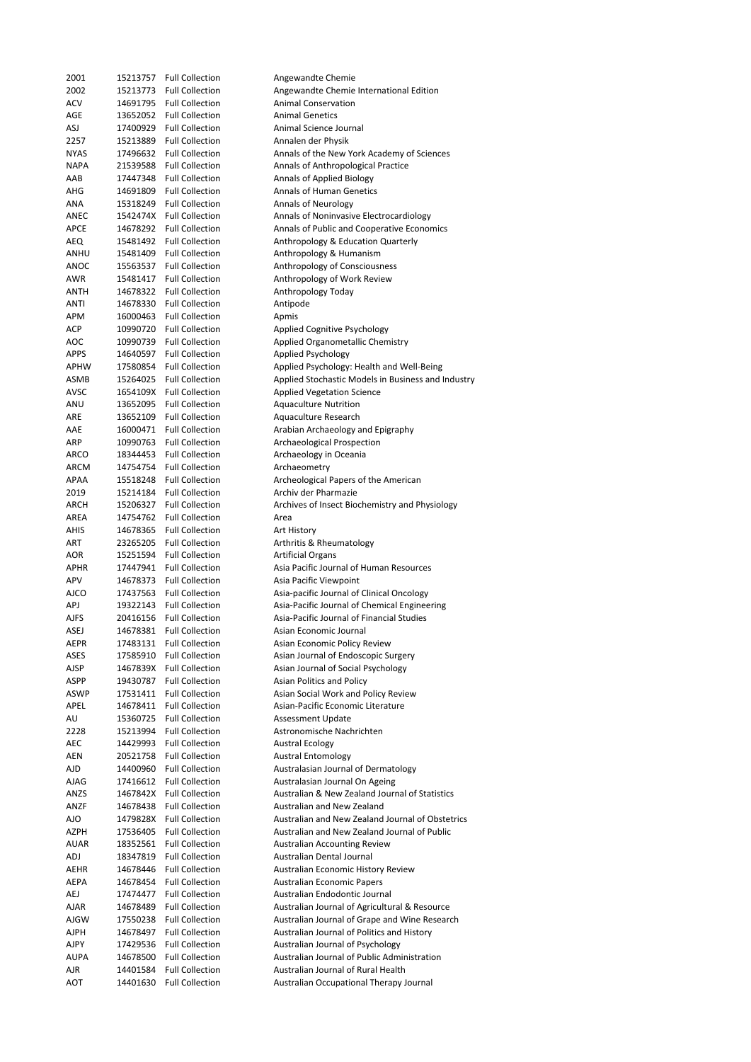| | | | |
|---|---|---|---|
| 2001 | 15213757 | Full Collection | Angewandte Chemie |
| 2002 | 15213773 | Full Collection | Angewandte Chemie International Edition |
| ACV | 14691795 | Full Collection | Animal Conservation |
| AGE | 13652052 | Full Collection | Animal Genetics |
| ASJ | 17400929 | Full Collection | Animal Science Journal |
| 2257 | 15213889 | Full Collection | Annalen der Physik |
| NYAS | 17496632 | Full Collection | Annals of the New York Academy of Sciences |
| NAPA | 21539588 | Full Collection | Annals of Anthropological Practice |
| AAB | 17447348 | Full Collection | Annals of Applied Biology |
| AHG | 14691809 | Full Collection | Annals of Human Genetics |
| ANA | 15318249 | Full Collection | Annals of Neurology |
| ANEC | 1542474X | Full Collection | Annals of Noninvasive Electrocardiology |
| APCE | 14678292 | Full Collection | Annals of Public and Cooperative Economics |
| AEQ | 15481492 | Full Collection | Anthropology & Education Quarterly |
| ANHU | 15481409 | Full Collection | Anthropology & Humanism |
| ANOC | 15563537 | Full Collection | Anthropology of Consciousness |
| AWR | 15481417 | Full Collection | Anthropology of Work Review |
| ANTH | 14678322 | Full Collection | Anthropology Today |
| ANTI | 14678330 | Full Collection | Antipode |
| APM | 16000463 | Full Collection | Apmis |
| ACP | 10990720 | Full Collection | Applied Cognitive Psychology |
| AOC | 10990739 | Full Collection | Applied Organometallic Chemistry |
| APPS | 14640597 | Full Collection | Applied Psychology |
| APHW | 17580854 | Full Collection | Applied Psychology: Health and Well-Being |
| ASMB | 15264025 | Full Collection | Applied Stochastic Models in Business and Industry |
| AVSC | 1654109X | Full Collection | Applied Vegetation Science |
| ANU | 13652095 | Full Collection | Aquaculture Nutrition |
| ARE | 13652109 | Full Collection | Aquaculture Research |
| AAE | 16000471 | Full Collection | Arabian Archaeology and Epigraphy |
| ARP | 10990763 | Full Collection | Archaeological Prospection |
| ARCO | 18344453 | Full Collection | Archaeology in Oceania |
| ARCM | 14754754 | Full Collection | Archaeometry |
| APAA | 15518248 | Full Collection | Archeological Papers of the American |
| 2019 | 15214184 | Full Collection | Archiv der Pharmazie |
| ARCH | 15206327 | Full Collection | Archives of Insect Biochemistry and Physiology |
| AREA | 14754762 | Full Collection | Area |
| AHIS | 14678365 | Full Collection | Art History |
| ART | 23265205 | Full Collection | Arthritis & Rheumatology |
| AOR | 15251594 | Full Collection | Artificial Organs |
| APHR | 17447941 | Full Collection | Asia Pacific Journal of Human Resources |
| APV | 14678373 | Full Collection | Asia Pacific Viewpoint |
| AJCO | 17437563 | Full Collection | Asia-pacific Journal of Clinical Oncology |
| APJ | 19322143 | Full Collection | Asia-Pacific Journal of Chemical Engineering |
| AJFS | 20416156 | Full Collection | Asia-Pacific Journal of Financial Studies |
| ASEJ | 14678381 | Full Collection | Asian Economic Journal |
| AEPR | 17483131 | Full Collection | Asian Economic Policy Review |
| ASES | 17585910 | Full Collection | Asian Journal of Endoscopic Surgery |
| AJSP | 1467839X | Full Collection | Asian Journal of Social Psychology |
| ASPP | 19430787 | Full Collection | Asian Politics and Policy |
| ASWP | 17531411 | Full Collection | Asian Social Work and Policy Review |
| APEL | 14678411 | Full Collection | Asian-Pacific Economic Literature |
| AU | 15360725 | Full Collection | Assessment Update |
| 2228 | 15213994 | Full Collection | Astronomische Nachrichten |
| AEC | 14429993 | Full Collection | Austral Ecology |
| AEN | 20521758 | Full Collection | Austral Entomology |
| AJD | 14400960 | Full Collection | Australasian Journal of Dermatology |
| AJAG | 17416612 | Full Collection | Australasian Journal On Ageing |
| ANZS | 1467842X | Full Collection | Australian & New Zealand Journal of Statistics |
| ANZF | 14678438 | Full Collection | Australian and New Zealand |
| AJO | 1479828X | Full Collection | Australian and New Zealand Journal of Obstetrics |
| AZPH | 17536405 | Full Collection | Australian and New Zealand Journal of Public |
| AUAR | 18352561 | Full Collection | Australian Accounting Review |
| ADJ | 18347819 | Full Collection | Australian Dental Journal |
| AEHR | 14678446 | Full Collection | Australian Economic History Review |
| AEPA | 14678454 | Full Collection | Australian Economic Papers |
| AEJ | 17474477 | Full Collection | Australian Endodontic Journal |
| AJAR | 14678489 | Full Collection | Australian Journal of Agricultural & Resource |
| AJGW | 17550238 | Full Collection | Australian Journal of Grape and Wine Research |
| AJPH | 14678497 | Full Collection | Australian Journal of Politics and History |
| AJPY | 17429536 | Full Collection | Australian Journal of Psychology |
| AUPA | 14678500 | Full Collection | Australian Journal of Public Administration |
| AJR | 14401584 | Full Collection | Australian Journal of Rural Health |
| AOT | 14401630 | Full Collection | Australian Occupational Therapy Journal |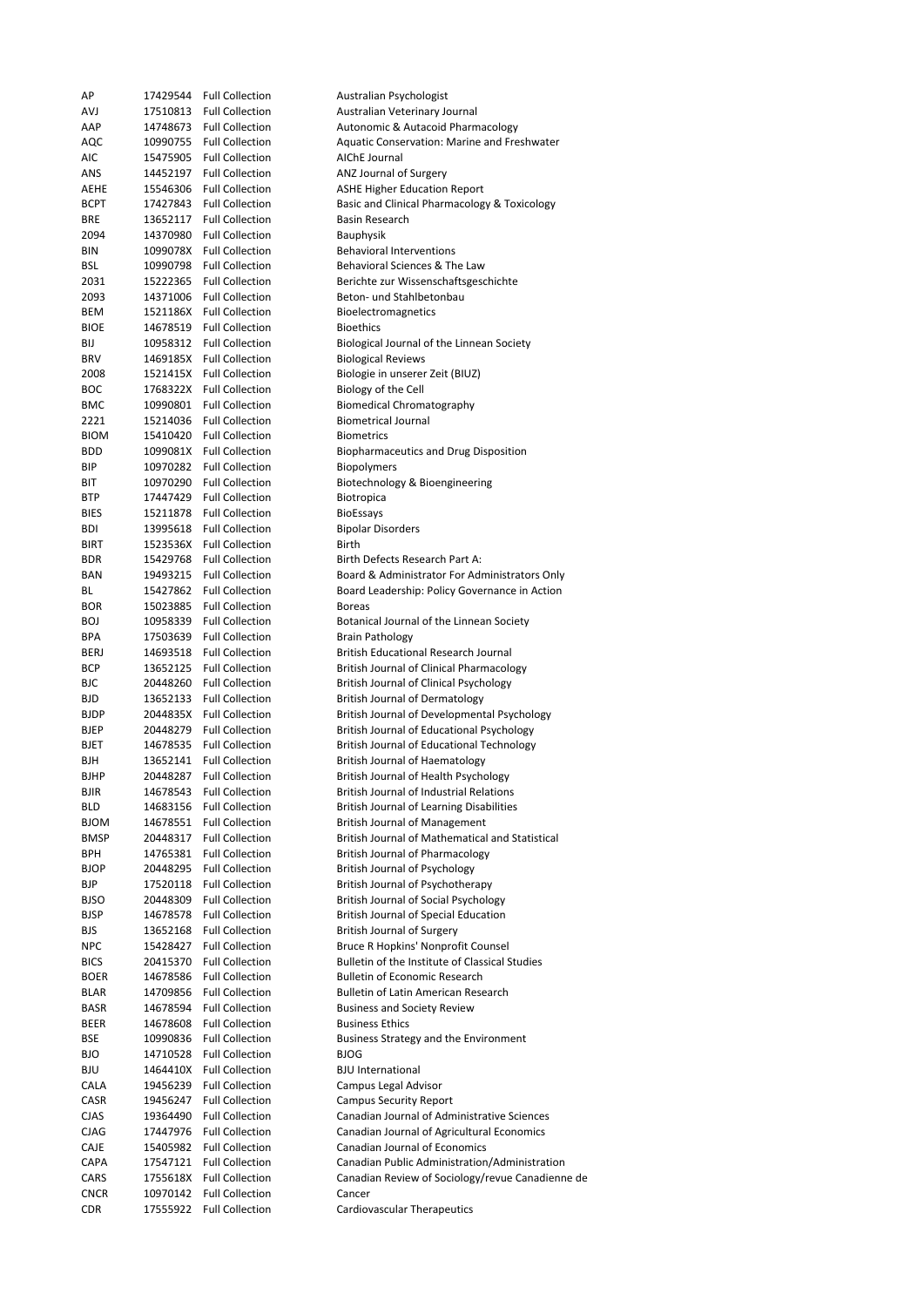| | | | |
|---|---|---|---|
| AP | 17429544 | Full Collection | Australian Psychologist |
| AVJ | 17510813 | Full Collection | Australian Veterinary Journal |
| AAP | 14748673 | Full Collection | Autonomic & Autacoid Pharmacology |
| AQC | 10990755 | Full Collection | Aquatic Conservation: Marine and Freshwater |
| AIC | 15475905 | Full Collection | AIChE Journal |
| ANS | 14452197 | Full Collection | ANZ Journal of Surgery |
| AEHE | 15546306 | Full Collection | ASHE Higher Education Report |
| BCPT | 17427843 | Full Collection | Basic and Clinical Pharmacology & Toxicology |
| BRE | 13652117 | Full Collection | Basin Research |
| 2094 | 14370980 | Full Collection | Bauphysik |
| BIN | 1099078X | Full Collection | Behavioral Interventions |
| BSL | 10990798 | Full Collection | Behavioral Sciences & The Law |
| 2031 | 15222365 | Full Collection | Berichte zur Wissenschaftsgeschichte |
| 2093 | 14371006 | Full Collection | Beton- und Stahlbetonbau |
| BEM | 1521186X | Full Collection | Bioelectromagnetics |
| BIOE | 14678519 | Full Collection | Bioethics |
| BIJ | 10958312 | Full Collection | Biological Journal of the Linnean Society |
| BRV | 1469185X | Full Collection | Biological Reviews |
| 2008 | 1521415X | Full Collection | Biologie in unserer Zeit (BIUZ) |
| BOC | 1768322X | Full Collection | Biology of the Cell |
| BMC | 10990801 | Full Collection | Biomedical Chromatography |
| 2221 | 15214036 | Full Collection | Biometrical Journal |
| BIOM | 15410420 | Full Collection | Biometrics |
| BDD | 1099081X | Full Collection | Biopharmaceutics and Drug Disposition |
| BIP | 10970282 | Full Collection | Biopolymers |
| BIT | 10970290 | Full Collection | Biotechnology & Bioengineering |
| BTP | 17447429 | Full Collection | Biotropica |
| BIES | 15211878 | Full Collection | BioEssays |
| BDI | 13995618 | Full Collection | Bipolar Disorders |
| BIRT | 1523536X | Full Collection | Birth |
| BDR | 15429768 | Full Collection | Birth Defects Research Part A: |
| BAN | 19493215 | Full Collection | Board & Administrator For Administrators Only |
| BL | 15427862 | Full Collection | Board Leadership: Policy Governance in Action |
| BOR | 15023885 | Full Collection | Boreas |
| BOJ | 10958339 | Full Collection | Botanical Journal of the Linnean Society |
| BPA | 17503639 | Full Collection | Brain Pathology |
| BERJ | 14693518 | Full Collection | British Educational Research Journal |
| BCP | 13652125 | Full Collection | British Journal of Clinical Pharmacology |
| BJC | 20448260 | Full Collection | British Journal of Clinical Psychology |
| BJD | 13652133 | Full Collection | British Journal of Dermatology |
| BJDP | 2044835X | Full Collection | British Journal of Developmental Psychology |
| BJEP | 20448279 | Full Collection | British Journal of Educational Psychology |
| BJET | 14678535 | Full Collection | British Journal of Educational Technology |
| BJH | 13652141 | Full Collection | British Journal of Haematology |
| BJHP | 20448287 | Full Collection | British Journal of Health Psychology |
| BJIR | 14678543 | Full Collection | British Journal of Industrial Relations |
| BLD | 14683156 | Full Collection | British Journal of Learning Disabilities |
| BJOM | 14678551 | Full Collection | British Journal of Management |
| BMSP | 20448317 | Full Collection | British Journal of Mathematical and Statistical |
| BPH | 14765381 | Full Collection | British Journal of Pharmacology |
| BJOP | 20448295 | Full Collection | British Journal of Psychology |
| BJP | 17520118 | Full Collection | British Journal of Psychotherapy |
| BJSO | 20448309 | Full Collection | British Journal of Social Psychology |
| BJSP | 14678578 | Full Collection | British Journal of Special Education |
| BJS | 13652168 | Full Collection | British Journal of Surgery |
| NPC | 15428427 | Full Collection | Bruce R Hopkins' Nonprofit Counsel |
| BICS | 20415370 | Full Collection | Bulletin of the Institute of Classical Studies |
| BOER | 14678586 | Full Collection | Bulletin of Economic Research |
| BLAR | 14709856 | Full Collection | Bulletin of Latin American Research |
| BASR | 14678594 | Full Collection | Business and Society Review |
| BEER | 14678608 | Full Collection | Business Ethics |
| BSE | 10990836 | Full Collection | Business Strategy and the Environment |
| BJO | 14710528 | Full Collection | BJOG |
| BJU | 1464410X | Full Collection | BJU International |
| CALA | 19456239 | Full Collection | Campus Legal Advisor |
| CASR | 19456247 | Full Collection | Campus Security Report |
| CJAS | 19364490 | Full Collection | Canadian Journal of Administrative Sciences |
| CJAG | 17447976 | Full Collection | Canadian Journal of Agricultural Economics |
| CAJE | 15405982 | Full Collection | Canadian Journal of Economics |
| CAPA | 17547121 | Full Collection | Canadian Public Administration/Administration |
| CARS | 1755618X | Full Collection | Canadian Review of Sociology/revue Canadienne de |
| CNCR | 10970142 | Full Collection | Cancer |
| CDR | 17555922 | Full Collection | Cardiovascular Therapeutics |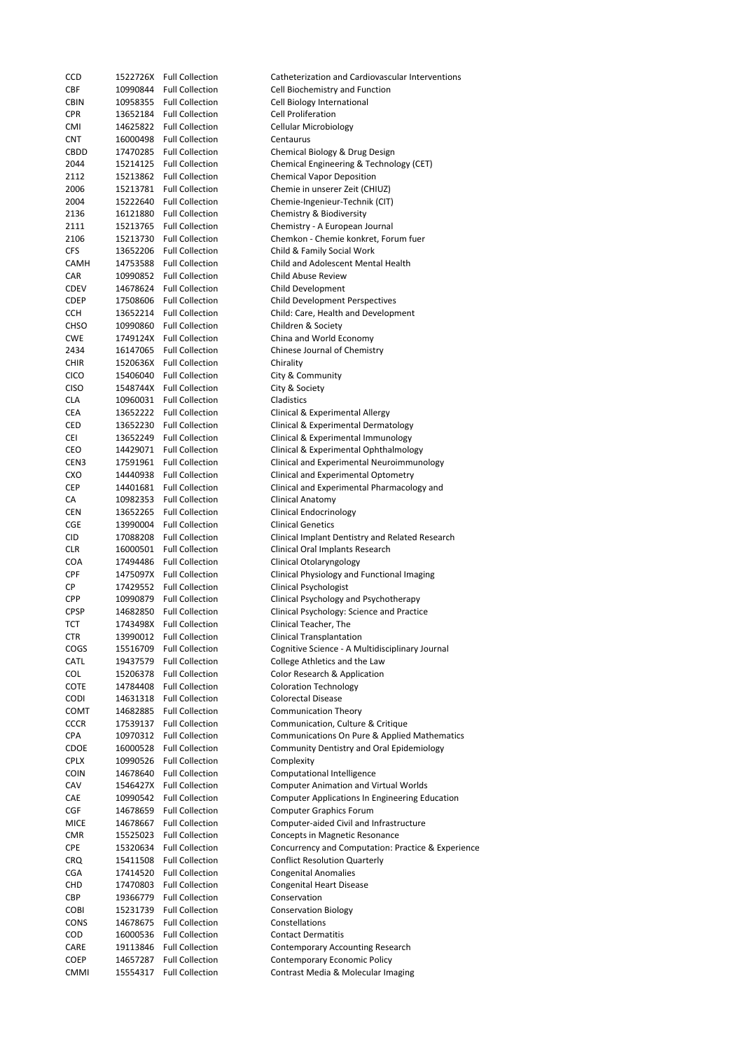| | | | |
|---|---|---|---|
| CCD | 1522726X | Full Collection | Catheterization and Cardiovascular Interventions |
| CBF | 10990844 | Full Collection | Cell Biochemistry and Function |
| CBIN | 10958355 | Full Collection | Cell Biology International |
| CPR | 13652184 | Full Collection | Cell Proliferation |
| CMI | 14625822 | Full Collection | Cellular Microbiology |
| CNT | 16000498 | Full Collection | Centaurus |
| CBDD | 17470285 | Full Collection | Chemical Biology & Drug Design |
| 2044 | 15214125 | Full Collection | Chemical Engineering & Technology (CET) |
| 2112 | 15213862 | Full Collection | Chemical Vapor Deposition |
| 2006 | 15213781 | Full Collection | Chemie in unserer Zeit (CHIUZ) |
| 2004 | 15222640 | Full Collection | Chemie-Ingenieur-Technik (CIT) |
| 2136 | 16121880 | Full Collection | Chemistry & Biodiversity |
| 2111 | 15213765 | Full Collection | Chemistry - A European Journal |
| 2106 | 15213730 | Full Collection | Chemkon - Chemie konkret, Forum fuer |
| CFS | 13652206 | Full Collection | Child & Family Social Work |
| CAMH | 14753588 | Full Collection | Child and Adolescent Mental Health |
| CAR | 10990852 | Full Collection | Child Abuse Review |
| CDEV | 14678624 | Full Collection | Child Development |
| CDEP | 17508606 | Full Collection | Child Development Perspectives |
| CCH | 13652214 | Full Collection | Child: Care, Health and Development |
| CHSO | 10990860 | Full Collection | Children & Society |
| CWE | 1749124X | Full Collection | China and World Economy |
| 2434 | 16147065 | Full Collection | Chinese Journal of Chemistry |
| CHIR | 1520636X | Full Collection | Chirality |
| CICO | 15406040 | Full Collection | City & Community |
| CISO | 1548744X | Full Collection | City & Society |
| CLA | 10960031 | Full Collection | Cladistics |
| CEA | 13652222 | Full Collection | Clinical & Experimental Allergy |
| CED | 13652230 | Full Collection | Clinical & Experimental Dermatology |
| CEI | 13652249 | Full Collection | Clinical & Experimental Immunology |
| CEO | 14429071 | Full Collection | Clinical & Experimental Ophthalmology |
| CEN3 | 17591961 | Full Collection | Clinical and Experimental Neuroimmunology |
| CXO | 14440938 | Full Collection | Clinical and Experimental Optometry |
| CEP | 14401681 | Full Collection | Clinical and Experimental Pharmacology and |
| CA | 10982353 | Full Collection | Clinical Anatomy |
| CEN | 13652265 | Full Collection | Clinical Endocrinology |
| CGE | 13990004 | Full Collection | Clinical Genetics |
| CID | 17088208 | Full Collection | Clinical Implant Dentistry and Related Research |
| CLR | 16000501 | Full Collection | Clinical Oral Implants Research |
| COA | 17494486 | Full Collection | Clinical Otolaryngology |
| CPF | 1475097X | Full Collection | Clinical Physiology and Functional Imaging |
| CP | 17429552 | Full Collection | Clinical Psychologist |
| CPP | 10990879 | Full Collection | Clinical Psychology and Psychotherapy |
| CPSP | 14682850 | Full Collection | Clinical Psychology: Science and Practice |
| TCT | 1743498X | Full Collection | Clinical Teacher, The |
| CTR | 13990012 | Full Collection | Clinical Transplantation |
| COGS | 15516709 | Full Collection | Cognitive Science - A Multidisciplinary Journal |
| CATL | 19437579 | Full Collection | College Athletics and the Law |
| COL | 15206378 | Full Collection | Color Research & Application |
| COTE | 14784408 | Full Collection | Coloration Technology |
| CODI | 14631318 | Full Collection | Colorectal Disease |
| COMT | 14682885 | Full Collection | Communication Theory |
| CCCR | 17539137 | Full Collection | Communication, Culture & Critique |
| CPA | 10970312 | Full Collection | Communications On Pure & Applied Mathematics |
| CDOE | 16000528 | Full Collection | Community Dentistry and Oral Epidemiology |
| CPLX | 10990526 | Full Collection | Complexity |
| COIN | 14678640 | Full Collection | Computational Intelligence |
| CAV | 1546427X | Full Collection | Computer Animation and Virtual Worlds |
| CAE | 10990542 | Full Collection | Computer Applications In Engineering Education |
| CGF | 14678659 | Full Collection | Computer Graphics Forum |
| MICE | 14678667 | Full Collection | Computer-aided Civil and Infrastructure |
| CMR | 15525023 | Full Collection | Concepts in Magnetic Resonance |
| CPE | 15320634 | Full Collection | Concurrency and Computation: Practice & Experience |
| CRQ | 15411508 | Full Collection | Conflict Resolution Quarterly |
| CGA | 17414520 | Full Collection | Congenital Anomalies |
| CHD | 17470803 | Full Collection | Congenital Heart Disease |
| CBP | 19366779 | Full Collection | Conservation |
| COBI | 15231739 | Full Collection | Conservation Biology |
| CONS | 14678675 | Full Collection | Constellations |
| COD | 16000536 | Full Collection | Contact Dermatitis |
| CARE | 19113846 | Full Collection | Contemporary Accounting Research |
| COEP | 14657287 | Full Collection | Contemporary Economic Policy |
| CMMI | 15554317 | Full Collection | Contrast Media & Molecular Imaging |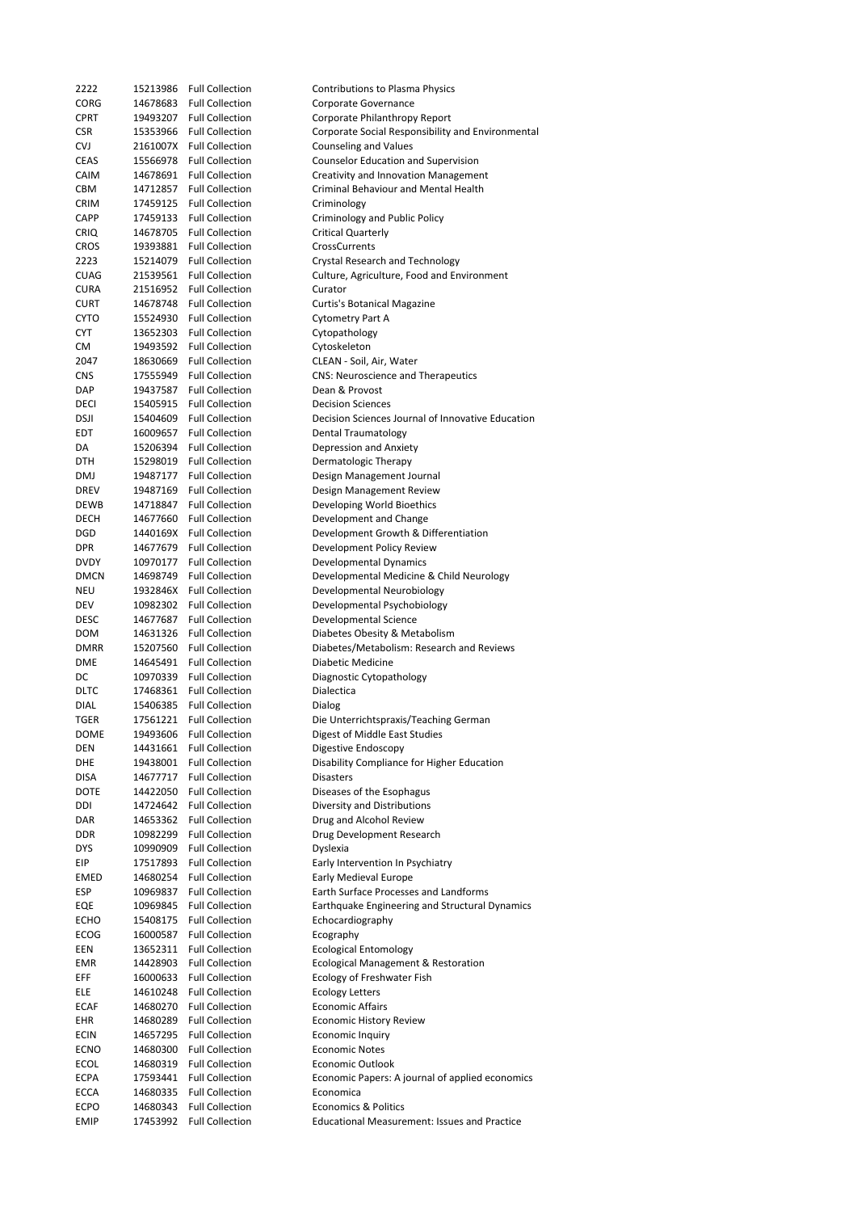| | | | |
|---|---|---|---|
| 2222 | 15213986 | Full Collection | Contributions to Plasma Physics |
| CORG | 14678683 | Full Collection | Corporate Governance |
| CPRT | 19493207 | Full Collection | Corporate Philanthropy Report |
| CSR | 15353966 | Full Collection | Corporate Social Responsibility and Environmental |
| CVJ | 2161007X | Full Collection | Counseling and Values |
| CEAS | 15566978 | Full Collection | Counselor Education and Supervision |
| CAIM | 14678691 | Full Collection | Creativity and Innovation Management |
| CBM | 14712857 | Full Collection | Criminal Behaviour and Mental Health |
| CRIM | 17459125 | Full Collection | Criminology |
| CAPP | 17459133 | Full Collection | Criminology and Public Policy |
| CRIQ | 14678705 | Full Collection | Critical Quarterly |
| CROS | 19393881 | Full Collection | CrossCurrents |
| 2223 | 15214079 | Full Collection | Crystal Research and Technology |
| CUAG | 21539561 | Full Collection | Culture, Agriculture, Food and Environment |
| CURA | 21516952 | Full Collection | Curator |
| CURT | 14678748 | Full Collection | Curtis's Botanical Magazine |
| CYTO | 15524930 | Full Collection | Cytometry Part A |
| CYT | 13652303 | Full Collection | Cytopathology |
| CM | 19493592 | Full Collection | Cytoskeleton |
| 2047 | 18630669 | Full Collection | CLEAN - Soil, Air, Water |
| CNS | 17555949 | Full Collection | CNS: Neuroscience and Therapeutics |
| DAP | 19437587 | Full Collection | Dean & Provost |
| DECI | 15405915 | Full Collection | Decision Sciences |
| DSJI | 15404609 | Full Collection | Decision Sciences Journal of Innovative Education |
| EDT | 16009657 | Full Collection | Dental Traumatology |
| DA | 15206394 | Full Collection | Depression and Anxiety |
| DTH | 15298019 | Full Collection | Dermatologic Therapy |
| DMJ | 19487177 | Full Collection | Design Management Journal |
| DREV | 19487169 | Full Collection | Design Management Review |
| DEWB | 14718847 | Full Collection | Developing World Bioethics |
| DECH | 14677660 | Full Collection | Development and Change |
| DGD | 1440169X | Full Collection | Development Growth & Differentiation |
| DPR | 14677679 | Full Collection | Development Policy Review |
| DVDY | 10970177 | Full Collection | Developmental Dynamics |
| DMCN | 14698749 | Full Collection | Developmental Medicine & Child Neurology |
| NEU | 1932846X | Full Collection | Developmental Neurobiology |
| DEV | 10982302 | Full Collection | Developmental Psychobiology |
| DESC | 14677687 | Full Collection | Developmental Science |
| DOM | 14631326 | Full Collection | Diabetes Obesity & Metabolism |
| DMRR | 15207560 | Full Collection | Diabetes/Metabolism: Research and Reviews |
| DME | 14645491 | Full Collection | Diabetic Medicine |
| DC | 10970339 | Full Collection | Diagnostic Cytopathology |
| DLTC | 17468361 | Full Collection | Dialectica |
| DIAL | 15406385 | Full Collection | Dialog |
| TGER | 17561221 | Full Collection | Die Unterrichtspraxis/Teaching German |
| DOME | 19493606 | Full Collection | Digest of Middle East Studies |
| DEN | 14431661 | Full Collection | Digestive Endoscopy |
| DHE | 19438001 | Full Collection | Disability Compliance for Higher Education |
| DISA | 14677717 | Full Collection | Disasters |
| DOTE | 14422050 | Full Collection | Diseases of the Esophagus |
| DDI | 14724642 | Full Collection | Diversity and Distributions |
| DAR | 14653362 | Full Collection | Drug and Alcohol Review |
| DDR | 10982299 | Full Collection | Drug Development Research |
| DYS | 10990909 | Full Collection | Dyslexia |
| EIP | 17517893 | Full Collection | Early Intervention In Psychiatry |
| EMED | 14680254 | Full Collection | Early Medieval Europe |
| ESP | 10969837 | Full Collection | Earth Surface Processes and Landforms |
| EQE | 10969845 | Full Collection | Earthquake Engineering and Structural Dynamics |
| ECHO | 15408175 | Full Collection | Echocardiography |
| ECOG | 16000587 | Full Collection | Ecography |
| EEN | 13652311 | Full Collection | Ecological Entomology |
| EMR | 14428903 | Full Collection | Ecological Management & Restoration |
| EFF | 16000633 | Full Collection | Ecology of Freshwater Fish |
| ELE | 14610248 | Full Collection | Ecology Letters |
| ECAF | 14680270 | Full Collection | Economic Affairs |
| EHR | 14680289 | Full Collection | Economic History Review |
| ECIN | 14657295 | Full Collection | Economic Inquiry |
| ECNO | 14680300 | Full Collection | Economic Notes |
| ECOL | 14680319 | Full Collection | Economic Outlook |
| ECPA | 17593441 | Full Collection | Economic Papers: A journal of applied economics |
| ECCA | 14680335 | Full Collection | Economica |
| ECPO | 14680343 | Full Collection | Economics & Politics |
| EMIP | 17453992 | Full Collection | Educational Measurement: Issues and Practice |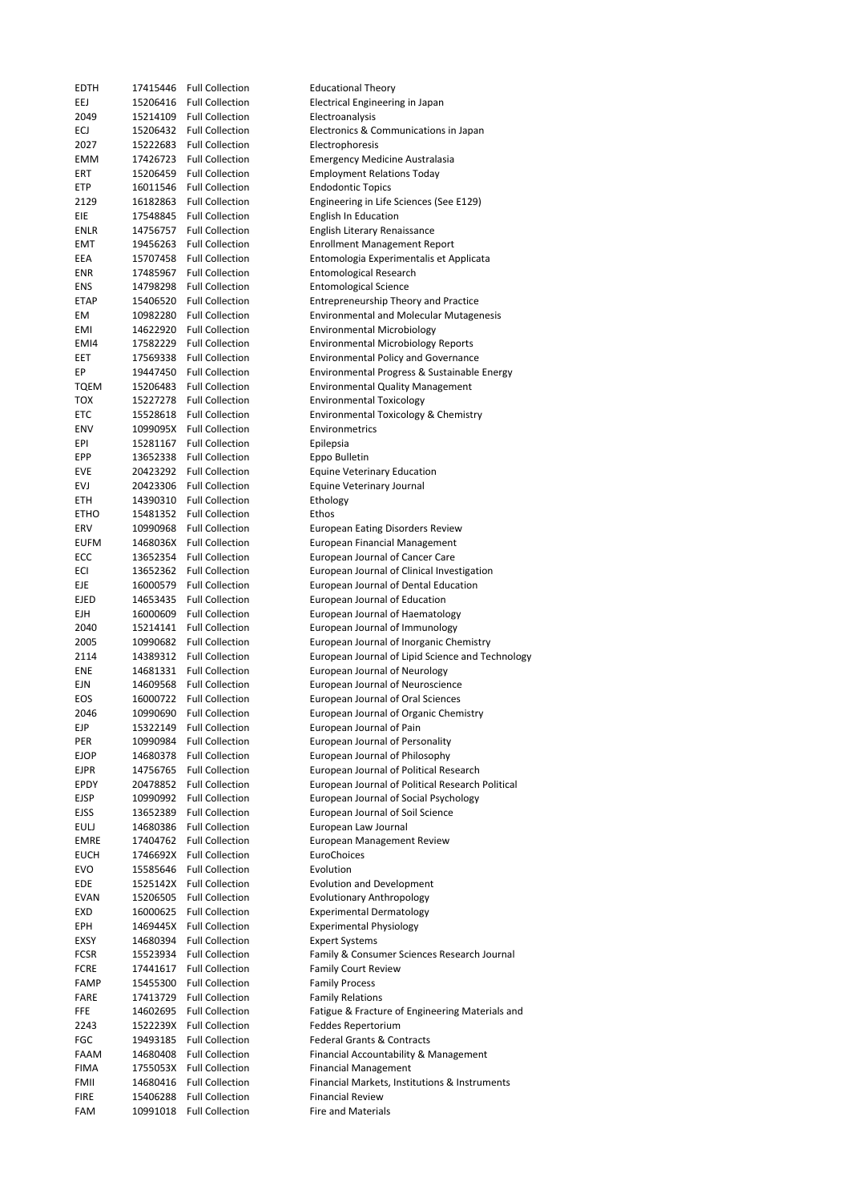| | | | |
|---|---|---|---|
| EDTH | 17415446 | Full Collection | Educational Theory |
| EEJ | 15206416 | Full Collection | Electrical Engineering in Japan |
| 2049 | 15214109 | Full Collection | Electroanalysis |
| ECJ | 15206432 | Full Collection | Electronics & Communications in Japan |
| 2027 | 15222683 | Full Collection | Electrophoresis |
| EMM | 17426723 | Full Collection | Emergency Medicine Australasia |
| ERT | 15206459 | Full Collection | Employment Relations Today |
| ETP | 16011546 | Full Collection | Endodontic Topics |
| 2129 | 16182863 | Full Collection | Engineering in Life Sciences (See E129) |
| EIE | 17548845 | Full Collection | English In Education |
| ENLR | 14756757 | Full Collection | English Literary Renaissance |
| EMT | 19456263 | Full Collection | Enrollment Management Report |
| EEA | 15707458 | Full Collection | Entomologia Experimentalis et Applicata |
| ENR | 17485967 | Full Collection | Entomological Research |
| ENS | 14798298 | Full Collection | Entomological Science |
| ETAP | 15406520 | Full Collection | Entrepreneurship Theory and Practice |
| EM | 10982280 | Full Collection | Environmental and Molecular Mutagenesis |
| EMI | 14622920 | Full Collection | Environmental Microbiology |
| EMI4 | 17582229 | Full Collection | Environmental Microbiology Reports |
| EET | 17569338 | Full Collection | Environmental Policy and Governance |
| EP | 19447450 | Full Collection | Environmental Progress & Sustainable Energy |
| TQEM | 15206483 | Full Collection | Environmental Quality Management |
| TOX | 15227278 | Full Collection | Environmental Toxicology |
| ETC | 15528618 | Full Collection | Environmental Toxicology & Chemistry |
| ENV | 1099095X | Full Collection | Environmetrics |
| EPI | 15281167 | Full Collection | Epilepsia |
| EPP | 13652338 | Full Collection | Eppo Bulletin |
| EVE | 20423292 | Full Collection | Equine Veterinary Education |
| EVJ | 20423306 | Full Collection | Equine Veterinary Journal |
| ETH | 14390310 | Full Collection | Ethology |
| ETHO | 15481352 | Full Collection | Ethos |
| ERV | 10990968 | Full Collection | European Eating Disorders Review |
| EUFM | 1468036X | Full Collection | European Financial Management |
| ECC | 13652354 | Full Collection | European Journal of Cancer Care |
| ECI | 13652362 | Full Collection | European Journal of Clinical Investigation |
| EJE | 16000579 | Full Collection | European Journal of Dental Education |
| EJED | 14653435 | Full Collection | European Journal of Education |
| EJH | 16000609 | Full Collection | European Journal of Haematology |
| 2040 | 15214141 | Full Collection | European Journal of Immunology |
| 2005 | 10990682 | Full Collection | European Journal of Inorganic Chemistry |
| 2114 | 14389312 | Full Collection | European Journal of Lipid Science and Technology |
| ENE | 14681331 | Full Collection | European Journal of Neurology |
| EJN | 14609568 | Full Collection | European Journal of Neuroscience |
| EOS | 16000722 | Full Collection | European Journal of Oral Sciences |
| 2046 | 10990690 | Full Collection | European Journal of Organic Chemistry |
| EJP | 15322149 | Full Collection | European Journal of Pain |
| PER | 10990984 | Full Collection | European Journal of Personality |
| EJOP | 14680378 | Full Collection | European Journal of Philosophy |
| EJPR | 14756765 | Full Collection | European Journal of Political Research |
| EPDY | 20478852 | Full Collection | European Journal of Political Research Political |
| EJSP | 10990992 | Full Collection | European Journal of Social Psychology |
| EJSS | 13652389 | Full Collection | European Journal of Soil Science |
| EULJ | 14680386 | Full Collection | European Law Journal |
| EMRE | 17404762 | Full Collection | European Management Review |
| EUCH | 1746692X | Full Collection | EuroChoices |
| EVO | 15585646 | Full Collection | Evolution |
| EDE | 1525142X | Full Collection | Evolution and Development |
| EVAN | 15206505 | Full Collection | Evolutionary Anthropology |
| EXD | 16000625 | Full Collection | Experimental Dermatology |
| EPH | 1469445X | Full Collection | Experimental Physiology |
| EXSY | 14680394 | Full Collection | Expert Systems |
| FCSR | 15523934 | Full Collection | Family & Consumer Sciences Research Journal |
| FCRE | 17441617 | Full Collection | Family Court Review |
| FAMP | 15455300 | Full Collection | Family Process |
| FARE | 17413729 | Full Collection | Family Relations |
| FFE | 14602695 | Full Collection | Fatigue & Fracture of Engineering Materials and |
| 2243 | 1522239X | Full Collection | Feddes Repertorium |
| FGC | 19493185 | Full Collection | Federal Grants & Contracts |
| FAAM | 14680408 | Full Collection | Financial Accountability & Management |
| FIMA | 1755053X | Full Collection | Financial Management |
| FMII | 14680416 | Full Collection | Financial Markets, Institutions & Instruments |
| FIRE | 15406288 | Full Collection | Financial Review |
| FAM | 10991018 | Full Collection | Fire and Materials |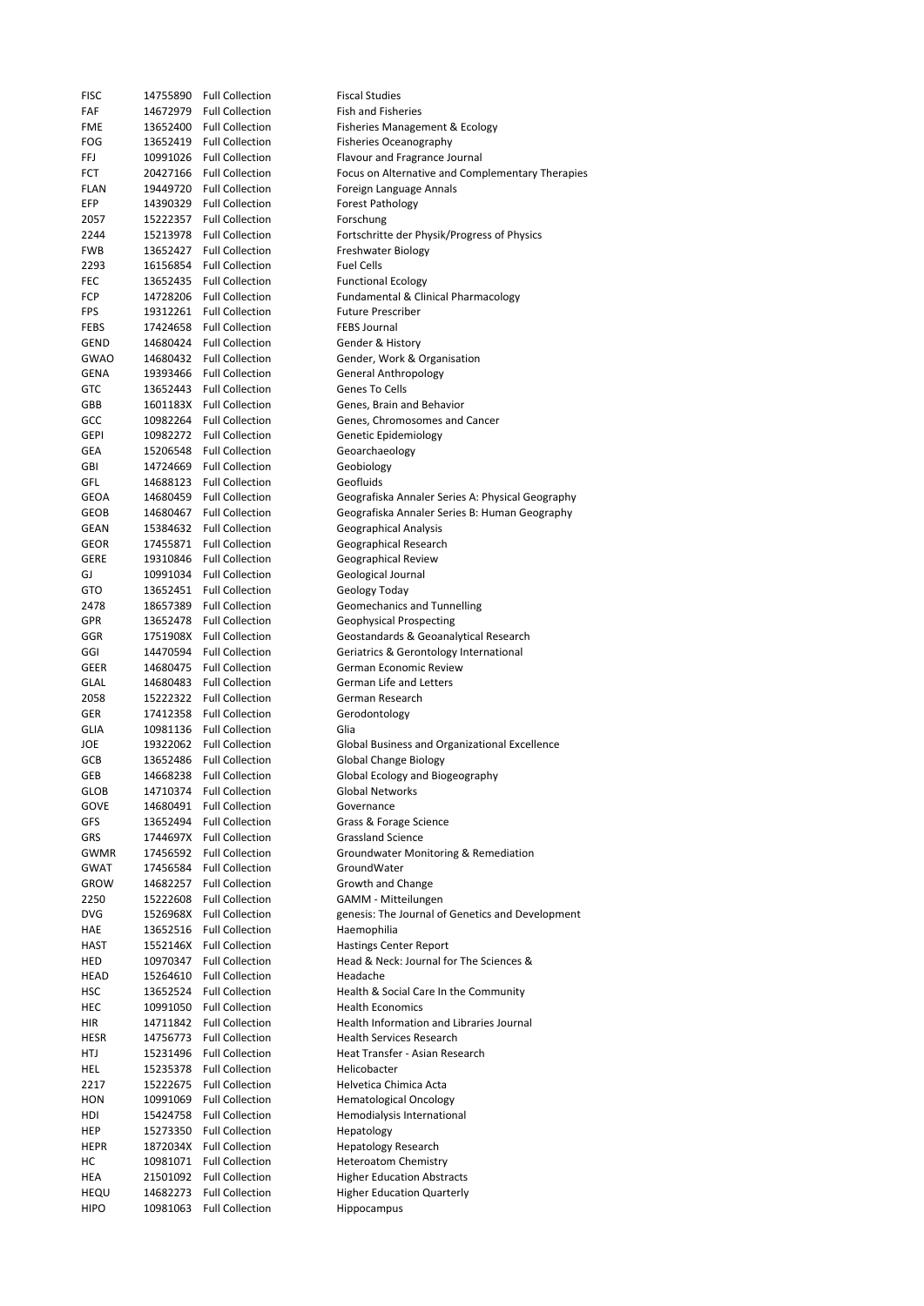| | | | |
|---|---|---|---|
| FISC | 14755890 | Full Collection | Fiscal Studies |
| FAF | 14672979 | Full Collection | Fish and Fisheries |
| FME | 13652400 | Full Collection | Fisheries Management & Ecology |
| FOG | 13652419 | Full Collection | Fisheries Oceanography |
| FFJ | 10991026 | Full Collection | Flavour and Fragrance Journal |
| FCT | 20427166 | Full Collection | Focus on Alternative and Complementary Therapies |
| FLAN | 19449720 | Full Collection | Foreign Language Annals |
| EFP | 14390329 | Full Collection | Forest Pathology |
| 2057 | 15222357 | Full Collection | Forschung |
| 2244 | 15213978 | Full Collection | Fortschritte der Physik/Progress of Physics |
| FWB | 13652427 | Full Collection | Freshwater Biology |
| 2293 | 16156854 | Full Collection | Fuel Cells |
| FEC | 13652435 | Full Collection | Functional Ecology |
| FCP | 14728206 | Full Collection | Fundamental & Clinical Pharmacology |
| FPS | 19312261 | Full Collection | Future Prescriber |
| FEBS | 17424658 | Full Collection | FEBS Journal |
| GEND | 14680424 | Full Collection | Gender & History |
| GWAO | 14680432 | Full Collection | Gender, Work & Organisation |
| GENA | 19393466 | Full Collection | General Anthropology |
| GTC | 13652443 | Full Collection | Genes To Cells |
| GBB | 1601183X | Full Collection | Genes, Brain and Behavior |
| GCC | 10982264 | Full Collection | Genes, Chromosomes and Cancer |
| GEPI | 10982272 | Full Collection | Genetic Epidemiology |
| GEA | 15206548 | Full Collection | Geoarchaeology |
| GBI | 14724669 | Full Collection | Geobiology |
| GFL | 14688123 | Full Collection | Geofluids |
| GEOA | 14680459 | Full Collection | Geografiska Annaler Series A: Physical Geography |
| GEOB | 14680467 | Full Collection | Geografiska Annaler Series B: Human Geography |
| GEAN | 15384632 | Full Collection | Geographical Analysis |
| GEOR | 17455871 | Full Collection | Geographical Research |
| GERE | 19310846 | Full Collection | Geographical Review |
| GJ | 10991034 | Full Collection | Geological Journal |
| GTO | 13652451 | Full Collection | Geology Today |
| 2478 | 18657389 | Full Collection | Geomechanics and Tunnelling |
| GPR | 13652478 | Full Collection | Geophysical Prospecting |
| GGR | 1751908X | Full Collection | Geostandards & Geoanalytical Research |
| GGI | 14470594 | Full Collection | Geriatrics & Gerontology International |
| GEER | 14680475 | Full Collection | German Economic Review |
| GLAL | 14680483 | Full Collection | German Life and Letters |
| 2058 | 15222322 | Full Collection | German Research |
| GER | 17412358 | Full Collection | Gerodontology |
| GLIA | 10981136 | Full Collection | Glia |
| JOE | 19322062 | Full Collection | Global Business and Organizational Excellence |
| GCB | 13652486 | Full Collection | Global Change Biology |
| GEB | 14668238 | Full Collection | Global Ecology and Biogeography |
| GLOB | 14710374 | Full Collection | Global Networks |
| GOVE | 14680491 | Full Collection | Governance |
| GFS | 13652494 | Full Collection | Grass & Forage Science |
| GRS | 1744697X | Full Collection | Grassland Science |
| GWMR | 17456592 | Full Collection | Groundwater Monitoring & Remediation |
| GWAT | 17456584 | Full Collection | GroundWater |
| GROW | 14682257 | Full Collection | Growth and Change |
| 2250 | 15222608 | Full Collection | GAMM - Mitteilungen |
| DVG | 1526968X | Full Collection | genesis: The Journal of Genetics and Development |
| HAE | 13652516 | Full Collection | Haemophilia |
| HAST | 1552146X | Full Collection | Hastings Center Report |
| HED | 10970347 | Full Collection | Head & Neck: Journal for The Sciences & |
| HEAD | 15264610 | Full Collection | Headache |
| HSC | 13652524 | Full Collection | Health & Social Care In the Community |
| HEC | 10991050 | Full Collection | Health Economics |
| HIR | 14711842 | Full Collection | Health Information and Libraries Journal |
| HESR | 14756773 | Full Collection | Health Services Research |
| HTJ | 15231496 | Full Collection | Heat Transfer - Asian Research |
| HEL | 15235378 | Full Collection | Helicobacter |
| 2217 | 15222675 | Full Collection | Helvetica Chimica Acta |
| HON | 10991069 | Full Collection | Hematological Oncology |
| HDI | 15424758 | Full Collection | Hemodialysis International |
| HEP | 15273350 | Full Collection | Hepatology |
| HEPR | 1872034X | Full Collection | Hepatology Research |
| HC | 10981071 | Full Collection | Heteroatom Chemistry |
| HEA | 21501092 | Full Collection | Higher Education Abstracts |
| HEQU | 14682273 | Full Collection | Higher Education Quarterly |
| HIPO | 10981063 | Full Collection | Hippocampus |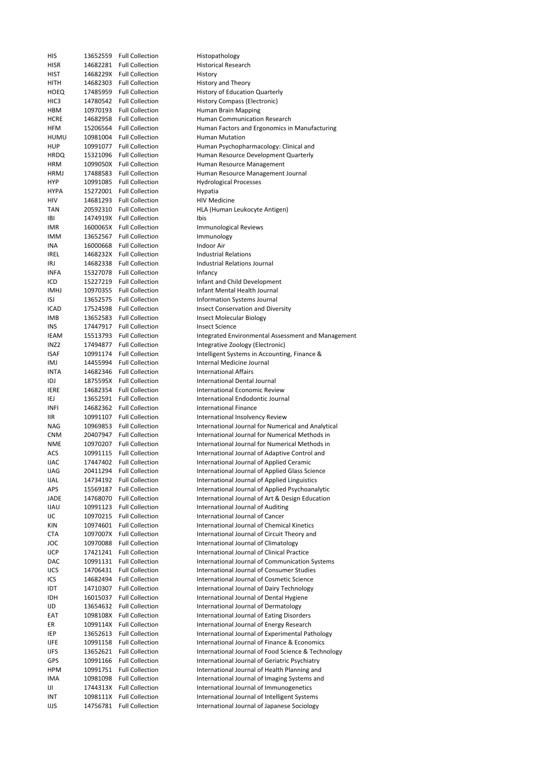| | | | |
|---|---|---|---|
| HIS | 13652559 | Full Collection | Histopathology |
| HISR | 14682281 | Full Collection | Historical Research |
| HIST | 1468229X | Full Collection | History |
| HITH | 14682303 | Full Collection | History and Theory |
| HOEQ | 17485959 | Full Collection | History of Education Quarterly |
| HIC3 | 14780542 | Full Collection | History Compass (Electronic) |
| HBM | 10970193 | Full Collection | Human Brain Mapping |
| HCRE | 14682958 | Full Collection | Human Communication Research |
| HFM | 15206564 | Full Collection | Human Factors and Ergonomics in Manufacturing |
| HUMU | 10981004 | Full Collection | Human Mutation |
| HUP | 10991077 | Full Collection | Human Psychopharmacology: Clinical and |
| HRDQ | 15321096 | Full Collection | Human Resource Development Quarterly |
| HRM | 1099050X | Full Collection | Human Resource Management |
| HRMJ | 17488583 | Full Collection | Human Resource Management Journal |
| HYP | 10991085 | Full Collection | Hydrological Processes |
| HYPA | 15272001 | Full Collection | Hypatia |
| HIV | 14681293 | Full Collection | HIV Medicine |
| TAN | 20592310 | Full Collection | HLA (Human Leukocyte Antigen) |
| IBI | 1474919X | Full Collection | Ibis |
| IMR | 1600065X | Full Collection | Immunological Reviews |
| IMM | 13652567 | Full Collection | Immunology |
| INA | 16000668 | Full Collection | Indoor Air |
| IREL | 1468232X | Full Collection | Industrial Relations |
| IRJ | 14682338 | Full Collection | Industrial Relations Journal |
| INFA | 15327078 | Full Collection | Infancy |
| ICD | 15227219 | Full Collection | Infant and Child Development |
| IMHJ | 10970355 | Full Collection | Infant Mental Health Journal |
| ISJ | 13652575 | Full Collection | Information Systems Journal |
| ICAD | 17524598 | Full Collection | Insect Conservation and Diversity |
| IMB | 13652583 | Full Collection | Insect Molecular Biology |
| INS | 17447917 | Full Collection | Insect Science |
| IEAM | 15513793 | Full Collection | Integrated Environmental Assessment and Management |
| INZ2 | 17494877 | Full Collection | Integrative Zoology (Electronic) |
| ISAF | 10991174 | Full Collection | Intelligent Systems in Accounting, Finance & |
| IMJ | 14455994 | Full Collection | Internal Medicine Journal |
| INTA | 14682346 | Full Collection | International Affairs |
| IDJ | 1875595X | Full Collection | International Dental Journal |
| IERE | 14682354 | Full Collection | International Economic Review |
| IEJ | 13652591 | Full Collection | International Endodontic Journal |
| INFI | 14682362 | Full Collection | International Finance |
| IIR | 10991107 | Full Collection | International Insolvency Review |
| NAG | 10969853 | Full Collection | International Journal for Numerical and Analytical |
| CNM | 20407947 | Full Collection | International Journal for Numerical Methods in |
| NME | 10970207 | Full Collection | International Journal for Numerical Methods in |
| ACS | 10991115 | Full Collection | International Journal of Adaptive Control and |
| IJAC | 17447402 | Full Collection | International Journal of Applied Ceramic |
| IJAG | 20411294 | Full Collection | International Journal of Applied Glass Science |
| IJAL | 14734192 | Full Collection | International Journal of Applied Linguistics |
| APS | 15569187 | Full Collection | International Journal of Applied Psychoanalytic |
| JADE | 14768070 | Full Collection | International Journal of Art & Design Education |
| IJAU | 10991123 | Full Collection | International Journal of Auditing |
| IJC | 10970215 | Full Collection | International Journal of Cancer |
| KIN | 10974601 | Full Collection | International Journal of Chemical Kinetics |
| CTA | 1097007X | Full Collection | International Journal of Circuit Theory and |
| JOC | 10970088 | Full Collection | International Journal of Climatology |
| IJCP | 17421241 | Full Collection | International Journal of Clinical Practice |
| DAC | 10991131 | Full Collection | International Journal of Communication Systems |
| IJCS | 14706431 | Full Collection | International Journal of Consumer Studies |
| ICS | 14682494 | Full Collection | International Journal of Cosmetic Science |
| IDT | 14710307 | Full Collection | International Journal of Dairy Technology |
| IDH | 16015037 | Full Collection | International Journal of Dental Hygiene |
| IJD | 13654632 | Full Collection | International Journal of Dermatology |
| EAT | 1098108X | Full Collection | International Journal of Eating Disorders |
| ER | 1099114X | Full Collection | International Journal of Energy Research |
| IEP | 13652613 | Full Collection | International Journal of Experimental Pathology |
| IJFE | 10991158 | Full Collection | International Journal of Finance & Economics |
| IJFS | 13652621 | Full Collection | International Journal of Food Science & Technology |
| GPS | 10991166 | Full Collection | International Journal of Geriatric Psychiatry |
| HPM | 10991751 | Full Collection | International Journal of Health Planning and |
| IMA | 10981098 | Full Collection | International Journal of Imaging Systems and |
| IJI | 1744313X | Full Collection | International Journal of Immunogenetics |
| INT | 1098111X | Full Collection | International Journal of Intelligent Systems |
| IJJS | 14756781 | Full Collection | International Journal of Japanese Sociology |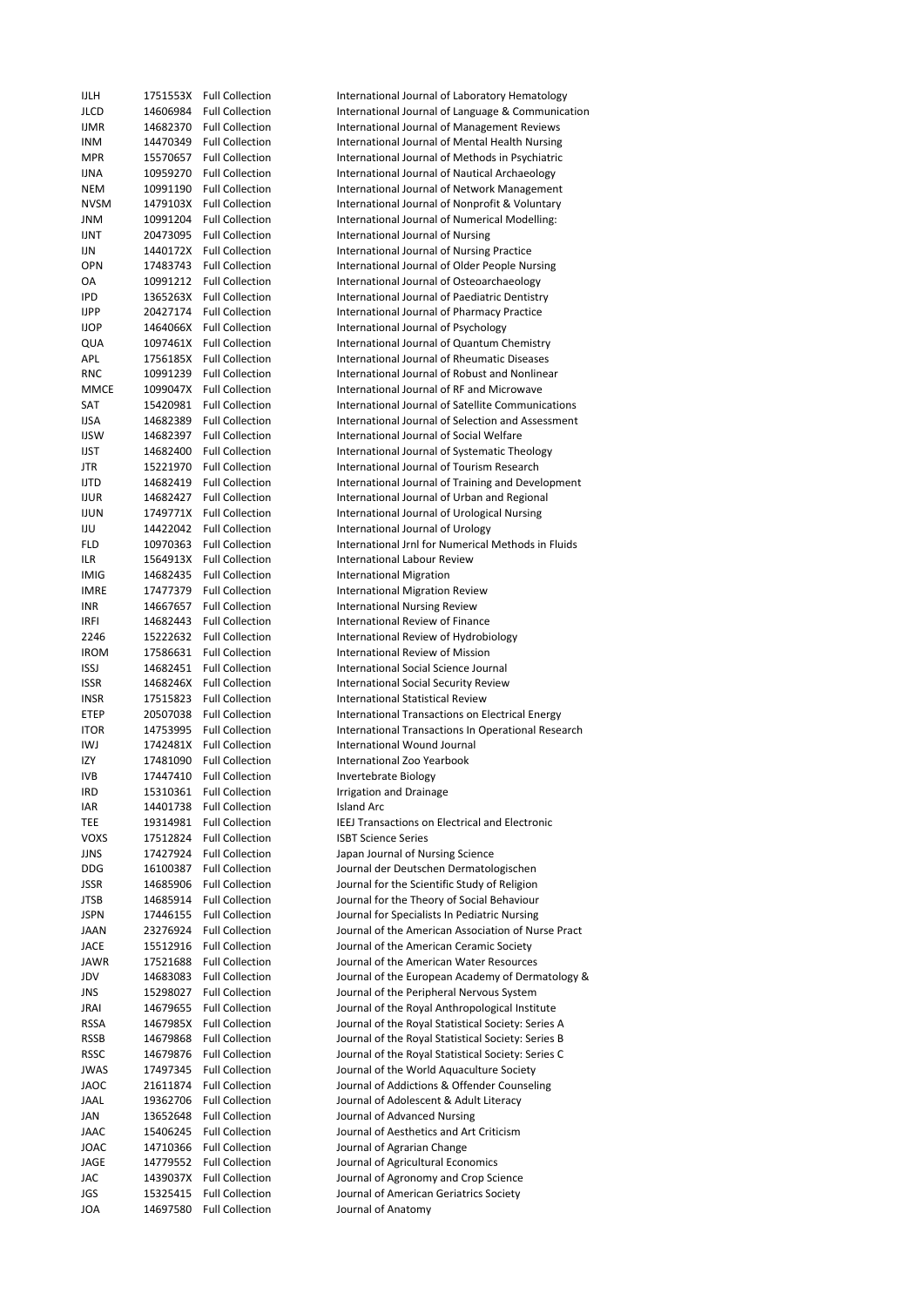| | | | |
|---|---|---|---|
| IJLH | 1751553X | Full Collection | International Journal of Laboratory Hematology |
| JLCD | 14606984 | Full Collection | International Journal of Language & Communication |
| IJMR | 14682370 | Full Collection | International Journal of Management Reviews |
| INM | 14470349 | Full Collection | International Journal of Mental Health Nursing |
| MPR | 15570657 | Full Collection | International Journal of Methods in Psychiatric |
| IJNA | 10959270 | Full Collection | International Journal of Nautical Archaeology |
| NEM | 10991190 | Full Collection | International Journal of Network Management |
| NVSM | 1479103X | Full Collection | International Journal of Nonprofit & Voluntary |
| JNM | 10991204 | Full Collection | International Journal of Numerical Modelling: |
| IJNT | 20473095 | Full Collection | International Journal of Nursing |
| IJN | 1440172X | Full Collection | International Journal of Nursing Practice |
| OPN | 17483743 | Full Collection | International Journal of Older People Nursing |
| OA | 10991212 | Full Collection | International Journal of Osteoarchaeology |
| IPD | 1365263X | Full Collection | International Journal of Paediatric Dentistry |
| IJPP | 20427174 | Full Collection | International Journal of Pharmacy Practice |
| IJOP | 1464066X | Full Collection | International Journal of Psychology |
| QUA | 1097461X | Full Collection | International Journal of Quantum Chemistry |
| APL | 1756185X | Full Collection | International Journal of Rheumatic Diseases |
| RNC | 10991239 | Full Collection | International Journal of Robust and Nonlinear |
| MMCE | 1099047X | Full Collection | International Journal of RF and Microwave |
| SAT | 15420981 | Full Collection | International Journal of Satellite Communications |
| IJSA | 14682389 | Full Collection | International Journal of Selection and Assessment |
| IJSW | 14682397 | Full Collection | International Journal of Social Welfare |
| IJST | 14682400 | Full Collection | International Journal of Systematic Theology |
| JTR | 15221970 | Full Collection | International Journal of Tourism Research |
| IJTD | 14682419 | Full Collection | International Journal of Training and Development |
| IJUR | 14682427 | Full Collection | International Journal of Urban and Regional |
| IJUN | 1749771X | Full Collection | International Journal of Urological Nursing |
| IJU | 14422042 | Full Collection | International Journal of Urology |
| FLD | 10970363 | Full Collection | International Jrnl for Numerical Methods in Fluids |
| ILR | 1564913X | Full Collection | International Labour Review |
| IMIG | 14682435 | Full Collection | International Migration |
| IMRE | 17477379 | Full Collection | International Migration Review |
| INR | 14667657 | Full Collection | International Nursing Review |
| IRFI | 14682443 | Full Collection | International Review of Finance |
| 2246 | 15222632 | Full Collection | International Review of Hydrobiology |
| IROM | 17586631 | Full Collection | International Review of Mission |
| ISSJ | 14682451 | Full Collection | International Social Science Journal |
| ISSR | 1468246X | Full Collection | International Social Security Review |
| INSR | 17515823 | Full Collection | International Statistical Review |
| ETEP | 20507038 | Full Collection | International Transactions on Electrical Energy |
| ITOR | 14753995 | Full Collection | International Transactions In Operational Research |
| IWJ | 1742481X | Full Collection | International Wound Journal |
| IZY | 17481090 | Full Collection | International Zoo Yearbook |
| IVB | 17447410 | Full Collection | Invertebrate Biology |
| IRD | 15310361 | Full Collection | Irrigation and Drainage |
| IAR | 14401738 | Full Collection | Island Arc |
| TEE | 19314981 | Full Collection | IEEJ Transactions on Electrical and Electronic |
| VOXS | 17512824 | Full Collection | ISBT Science Series |
| JJNS | 17427924 | Full Collection | Japan Journal of Nursing Science |
| DDG | 16100387 | Full Collection | Journal der Deutschen Dermatologischen |
| JSSR | 14685906 | Full Collection | Journal for the Scientific Study of Religion |
| JTSB | 14685914 | Full Collection | Journal for the Theory of Social Behaviour |
| JSPN | 17446155 | Full Collection | Journal for Specialists In Pediatric Nursing |
| JAAN | 23276924 | Full Collection | Journal of the American Association of Nurse Pract |
| JACE | 15512916 | Full Collection | Journal of the American Ceramic Society |
| JAWR | 17521688 | Full Collection | Journal of the American Water Resources |
| JDV | 14683083 | Full Collection | Journal of the European Academy of Dermatology & |
| JNS | 15298027 | Full Collection | Journal of the Peripheral Nervous System |
| JRAI | 14679655 | Full Collection | Journal of the Royal Anthropological Institute |
| RSSA | 1467985X | Full Collection | Journal of the Royal Statistical Society: Series A |
| RSSB | 14679868 | Full Collection | Journal of the Royal Statistical Society: Series B |
| RSSC | 14679876 | Full Collection | Journal of the Royal Statistical Society: Series C |
| JWAS | 17497345 | Full Collection | Journal of the World Aquaculture Society |
| JAOC | 21611874 | Full Collection | Journal of Addictions & Offender Counseling |
| JAAL | 19362706 | Full Collection | Journal of Adolescent & Adult Literacy |
| JAN | 13652648 | Full Collection | Journal of Advanced Nursing |
| JAAC | 15406245 | Full Collection | Journal of Aesthetics and Art Criticism |
| JOAC | 14710366 | Full Collection | Journal of Agrarian Change |
| JAGE | 14779552 | Full Collection | Journal of Agricultural Economics |
| JAC | 1439037X | Full Collection | Journal of Agronomy and Crop Science |
| JGS | 15325415 | Full Collection | Journal of American Geriatrics Society |
| JOA | 14697580 | Full Collection | Journal of Anatomy |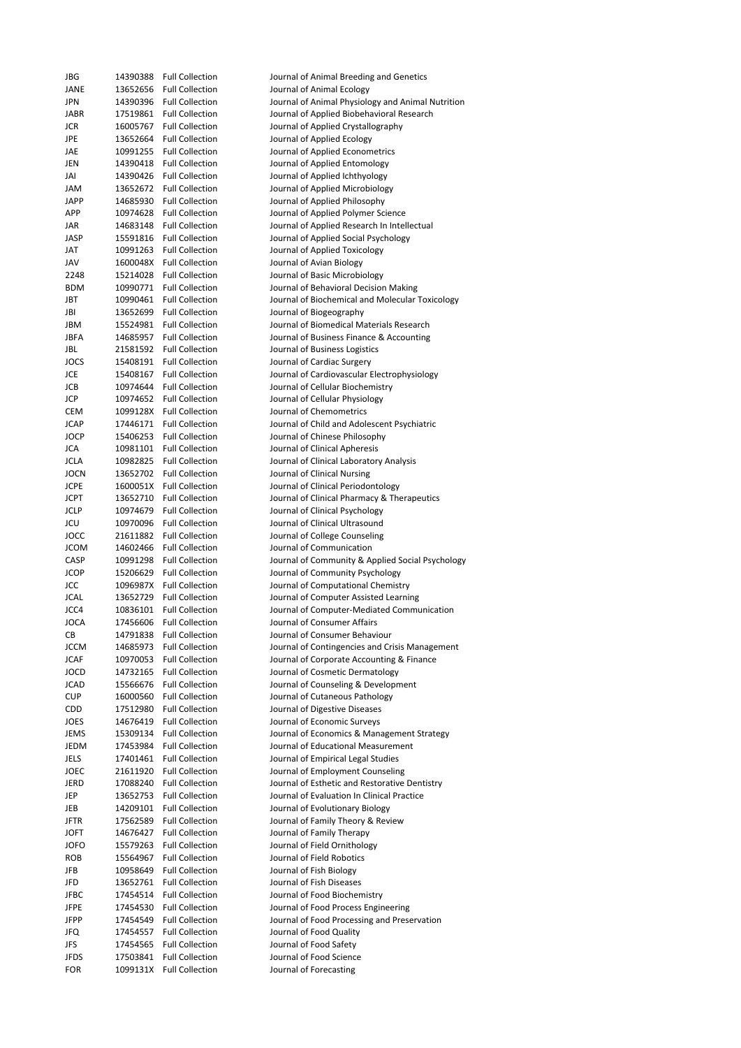| | | | |
|---|---|---|---|
| JBG | 14390388 | Full Collection | Journal of Animal Breeding and Genetics |
| JANE | 13652656 | Full Collection | Journal of Animal Ecology |
| JPN | 14390396 | Full Collection | Journal of Animal Physiology and Animal Nutrition |
| JABR | 17519861 | Full Collection | Journal of Applied Biobehavioral Research |
| JCR | 16005767 | Full Collection | Journal of Applied Crystallography |
| JPE | 13652664 | Full Collection | Journal of Applied Ecology |
| JAE | 10991255 | Full Collection | Journal of Applied Econometrics |
| JEN | 14390418 | Full Collection | Journal of Applied Entomology |
| JAI | 14390426 | Full Collection | Journal of Applied Ichthyology |
| JAM | 13652672 | Full Collection | Journal of Applied Microbiology |
| JAPP | 14685930 | Full Collection | Journal of Applied Philosophy |
| APP | 10974628 | Full Collection | Journal of Applied Polymer Science |
| JAR | 14683148 | Full Collection | Journal of Applied Research In Intellectual |
| JASP | 15591816 | Full Collection | Journal of Applied Social Psychology |
| JAT | 10991263 | Full Collection | Journal of Applied Toxicology |
| JAV | 1600048X | Full Collection | Journal of Avian Biology |
| 2248 | 15214028 | Full Collection | Journal of Basic Microbiology |
| BDM | 10990771 | Full Collection | Journal of Behavioral Decision Making |
| JBT | 10990461 | Full Collection | Journal of Biochemical and Molecular Toxicology |
| JBI | 13652699 | Full Collection | Journal of Biogeography |
| JBM | 15524981 | Full Collection | Journal of Biomedical Materials Research |
| JBFA | 14685957 | Full Collection | Journal of Business Finance & Accounting |
| JBL | 21581592 | Full Collection | Journal of Business Logistics |
| JOCS | 15408191 | Full Collection | Journal of Cardiac Surgery |
| JCE | 15408167 | Full Collection | Journal of Cardiovascular Electrophysiology |
| JCB | 10974644 | Full Collection | Journal of Cellular Biochemistry |
| JCP | 10974652 | Full Collection | Journal of Cellular Physiology |
| CEM | 1099128X | Full Collection | Journal of Chemometrics |
| JCAP | 17446171 | Full Collection | Journal of Child and Adolescent Psychiatric |
| JOCP | 15406253 | Full Collection | Journal of Chinese Philosophy |
| JCA | 10981101 | Full Collection | Journal of Clinical Apheresis |
| JCLA | 10982825 | Full Collection | Journal of Clinical Laboratory Analysis |
| JOCN | 13652702 | Full Collection | Journal of Clinical Nursing |
| JCPE | 1600051X | Full Collection | Journal of Clinical Periodontology |
| JCPT | 13652710 | Full Collection | Journal of Clinical Pharmacy & Therapeutics |
| JCLP | 10974679 | Full Collection | Journal of Clinical Psychology |
| JCU | 10970096 | Full Collection | Journal of Clinical Ultrasound |
| JOCC | 21611882 | Full Collection | Journal of College Counseling |
| JCOM | 14602466 | Full Collection | Journal of Communication |
| CASP | 10991298 | Full Collection | Journal of Community & Applied Social Psychology |
| JCOP | 15206629 | Full Collection | Journal of Community Psychology |
| JCC | 1096987X | Full Collection | Journal of Computational Chemistry |
| JCAL | 13652729 | Full Collection | Journal of Computer Assisted Learning |
| JCC4 | 10836101 | Full Collection | Journal of Computer-Mediated Communication |
| JOCA | 17456606 | Full Collection | Journal of Consumer Affairs |
| CB | 14791838 | Full Collection | Journal of Consumer Behaviour |
| JCCM | 14685973 | Full Collection | Journal of Contingencies and Crisis Management |
| JCAF | 10970053 | Full Collection | Journal of Corporate Accounting & Finance |
| JOCD | 14732165 | Full Collection | Journal of Cosmetic Dermatology |
| JCAD | 15566676 | Full Collection | Journal of Counseling & Development |
| CUP | 16000560 | Full Collection | Journal of Cutaneous Pathology |
| CDD | 17512980 | Full Collection | Journal of Digestive Diseases |
| JOES | 14676419 | Full Collection | Journal of Economic Surveys |
| JEMS | 15309134 | Full Collection | Journal of Economics & Management Strategy |
| JEDM | 17453984 | Full Collection | Journal of Educational Measurement |
| JELS | 17401461 | Full Collection | Journal of Empirical Legal Studies |
| JOEC | 21611920 | Full Collection | Journal of Employment Counseling |
| JERD | 17088240 | Full Collection | Journal of Esthetic and Restorative Dentistry |
| JEP | 13652753 | Full Collection | Journal of Evaluation In Clinical Practice |
| JEB | 14209101 | Full Collection | Journal of Evolutionary Biology |
| JFTR | 17562589 | Full Collection | Journal of Family Theory & Review |
| JOFT | 14676427 | Full Collection | Journal of Family Therapy |
| JOFO | 15579263 | Full Collection | Journal of Field Ornithology |
| ROB | 15564967 | Full Collection | Journal of Field Robotics |
| JFB | 10958649 | Full Collection | Journal of Fish Biology |
| JFD | 13652761 | Full Collection | Journal of Fish Diseases |
| JFBC | 17454514 | Full Collection | Journal of Food Biochemistry |
| JFPE | 17454530 | Full Collection | Journal of Food Process Engineering |
| JFPP | 17454549 | Full Collection | Journal of Food Processing and Preservation |
| JFQ | 17454557 | Full Collection | Journal of Food Quality |
| JFS | 17454565 | Full Collection | Journal of Food Safety |
| JFDS | 17503841 | Full Collection | Journal of Food Science |
| FOR | 1099131X | Full Collection | Journal of Forecasting |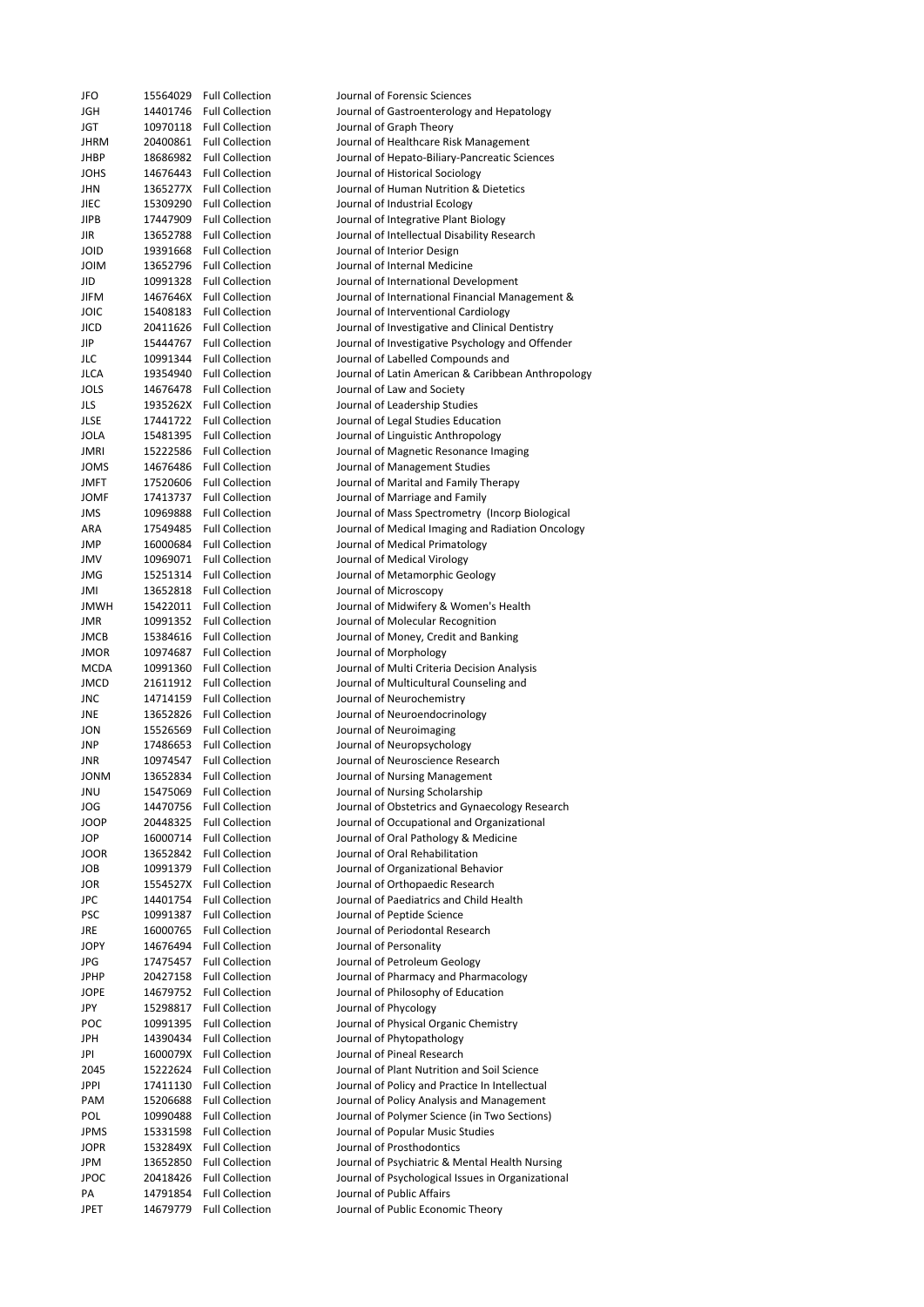| | | | |
|---|---|---|---|
| JFO | 15564029 | Full Collection | Journal of Forensic Sciences |
| JGH | 14401746 | Full Collection | Journal of Gastroenterology and Hepatology |
| JGT | 10970118 | Full Collection | Journal of Graph Theory |
| JHRM | 20400861 | Full Collection | Journal of Healthcare Risk Management |
| JHBP | 18686982 | Full Collection | Journal of Hepato-Biliary-Pancreatic Sciences |
| JOHS | 14676443 | Full Collection | Journal of Historical Sociology |
| JHN | 1365277X | Full Collection | Journal of Human Nutrition & Dietetics |
| JIEC | 15309290 | Full Collection | Journal of Industrial Ecology |
| JIPB | 17447909 | Full Collection | Journal of Integrative Plant Biology |
| JIR | 13652788 | Full Collection | Journal of Intellectual Disability Research |
| JOID | 19391668 | Full Collection | Journal of Interior Design |
| JOIM | 13652796 | Full Collection | Journal of Internal Medicine |
| JID | 10991328 | Full Collection | Journal of International Development |
| JIFM | 1467646X | Full Collection | Journal of International Financial Management & |
| JOIC | 15408183 | Full Collection | Journal of Interventional Cardiology |
| JICD | 20411626 | Full Collection | Journal of Investigative and Clinical Dentistry |
| JIP | 15444767 | Full Collection | Journal of Investigative Psychology and Offender |
| JLC | 10991344 | Full Collection | Journal of Labelled Compounds and |
| JLCA | 19354940 | Full Collection | Journal of Latin American & Caribbean Anthropology |
| JOLS | 14676478 | Full Collection | Journal of Law and Society |
| JLS | 1935262X | Full Collection | Journal of Leadership Studies |
| JLSE | 17441722 | Full Collection | Journal of Legal Studies Education |
| JOLA | 15481395 | Full Collection | Journal of Linguistic Anthropology |
| JMRI | 15222586 | Full Collection | Journal of Magnetic Resonance Imaging |
| JOMS | 14676486 | Full Collection | Journal of Management Studies |
| JMFT | 17520606 | Full Collection | Journal of Marital and Family Therapy |
| JOMF | 17413737 | Full Collection | Journal of Marriage and Family |
| JMS | 10969888 | Full Collection | Journal of Mass Spectrometry (Incorp Biological |
| ARA | 17549485 | Full Collection | Journal of Medical Imaging and Radiation Oncology |
| JMP | 16000684 | Full Collection | Journal of Medical Primatology |
| JMV | 10969071 | Full Collection | Journal of Medical Virology |
| JMG | 15251314 | Full Collection | Journal of Metamorphic Geology |
| JMI | 13652818 | Full Collection | Journal of Microscopy |
| JMWH | 15422011 | Full Collection | Journal of Midwifery & Women's Health |
| JMR | 10991352 | Full Collection | Journal of Molecular Recognition |
| JMCB | 15384616 | Full Collection | Journal of Money, Credit and Banking |
| JMOR | 10974687 | Full Collection | Journal of Morphology |
| MCDA | 10991360 | Full Collection | Journal of Multi Criteria Decision Analysis |
| JMCD | 21611912 | Full Collection | Journal of Multicultural Counseling and |
| JNC | 14714159 | Full Collection | Journal of Neurochemistry |
| JNE | 13652826 | Full Collection | Journal of Neuroendocrinology |
| JON | 15526569 | Full Collection | Journal of Neuroimaging |
| JNP | 17486653 | Full Collection | Journal of Neuropsychology |
| JNR | 10974547 | Full Collection | Journal of Neuroscience Research |
| JONM | 13652834 | Full Collection | Journal of Nursing Management |
| JNU | 15475069 | Full Collection | Journal of Nursing Scholarship |
| JOG | 14470756 | Full Collection | Journal of Obstetrics and Gynaecology Research |
| JOOP | 20448325 | Full Collection | Journal of Occupational and Organizational |
| JOP | 16000714 | Full Collection | Journal of Oral Pathology & Medicine |
| JOOR | 13652842 | Full Collection | Journal of Oral Rehabilitation |
| JOB | 10991379 | Full Collection | Journal of Organizational Behavior |
| JOR | 1554527X | Full Collection | Journal of Orthopaedic Research |
| JPC | 14401754 | Full Collection | Journal of Paediatrics and Child Health |
| PSC | 10991387 | Full Collection | Journal of Peptide Science |
| JRE | 16000765 | Full Collection | Journal of Periodontal Research |
| JOPY | 14676494 | Full Collection | Journal of Personality |
| JPG | 17475457 | Full Collection | Journal of Petroleum Geology |
| JPHP | 20427158 | Full Collection | Journal of Pharmacy and Pharmacology |
| JOPE | 14679752 | Full Collection | Journal of Philosophy of Education |
| JPY | 15298817 | Full Collection | Journal of Phycology |
| POC | 10991395 | Full Collection | Journal of Physical Organic Chemistry |
| JPH | 14390434 | Full Collection | Journal of Phytopathology |
| JPI | 1600079X | Full Collection | Journal of Pineal Research |
| 2045 | 15222624 | Full Collection | Journal of Plant Nutrition and Soil Science |
| JPPI | 17411130 | Full Collection | Journal of Policy and Practice In Intellectual |
| PAM | 15206688 | Full Collection | Journal of Policy Analysis and Management |
| POL | 10990488 | Full Collection | Journal of Polymer Science (in Two Sections) |
| JPMS | 15331598 | Full Collection | Journal of Popular Music Studies |
| JOPR | 1532849X | Full Collection | Journal of Prosthodontics |
| JPM | 13652850 | Full Collection | Journal of Psychiatric & Mental Health Nursing |
| JPOC | 20418426 | Full Collection | Journal of Psychological Issues in Organizational |
| PA | 14791854 | Full Collection | Journal of Public Affairs |
| JPET | 14679779 | Full Collection | Journal of Public Economic Theory |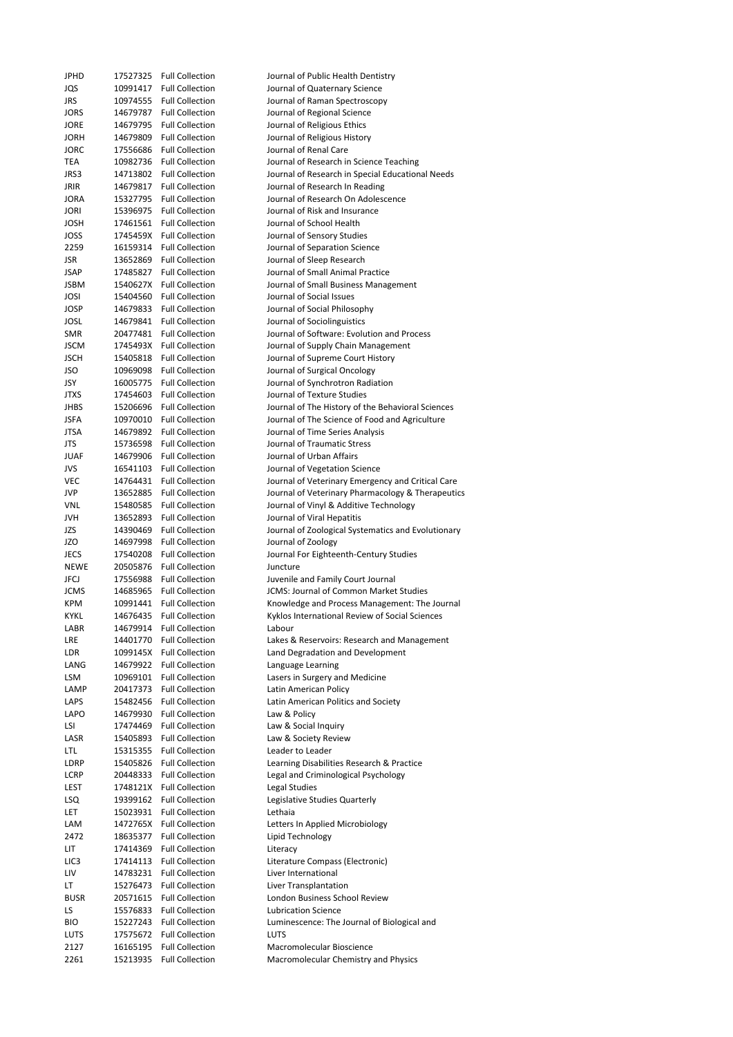| | | | |
|---|---|---|---|
| JPHD | 17527325 | Full Collection | Journal of Public Health Dentistry |
| JQS | 10991417 | Full Collection | Journal of Quaternary Science |
| JRS | 10974555 | Full Collection | Journal of Raman Spectroscopy |
| JORS | 14679787 | Full Collection | Journal of Regional Science |
| JORE | 14679795 | Full Collection | Journal of Religious Ethics |
| JORH | 14679809 | Full Collection | Journal of Religious History |
| JORC | 17556686 | Full Collection | Journal of Renal Care |
| TEA | 10982736 | Full Collection | Journal of Research in Science Teaching |
| JRS3 | 14713802 | Full Collection | Journal of Research in Special Educational Needs |
| JRIR | 14679817 | Full Collection | Journal of Research In Reading |
| JORA | 15327795 | Full Collection | Journal of Research On Adolescence |
| JORI | 15396975 | Full Collection | Journal of Risk and Insurance |
| JOSH | 17461561 | Full Collection | Journal of School Health |
| JOSS | 1745459X | Full Collection | Journal of Sensory Studies |
| 2259 | 16159314 | Full Collection | Journal of Separation Science |
| JSR | 13652869 | Full Collection | Journal of Sleep Research |
| JSAP | 17485827 | Full Collection | Journal of Small Animal Practice |
| JSBM | 1540627X | Full Collection | Journal of Small Business Management |
| JOSI | 15404560 | Full Collection | Journal of Social Issues |
| JOSP | 14679833 | Full Collection | Journal of Social Philosophy |
| JOSL | 14679841 | Full Collection | Journal of Sociolinguistics |
| SMR | 20477481 | Full Collection | Journal of Software: Evolution and Process |
| JSCM | 1745493X | Full Collection | Journal of Supply Chain Management |
| JSCH | 15405818 | Full Collection | Journal of Supreme Court History |
| JSO | 10969098 | Full Collection | Journal of Surgical Oncology |
| JSY | 16005775 | Full Collection | Journal of Synchrotron Radiation |
| JTXS | 17454603 | Full Collection | Journal of Texture Studies |
| JHBS | 15206696 | Full Collection | Journal of The History of the Behavioral Sciences |
| JSFA | 10970010 | Full Collection | Journal of The Science of Food and Agriculture |
| JTSA | 14679892 | Full Collection | Journal of Time Series Analysis |
| JTS | 15736598 | Full Collection | Journal of Traumatic Stress |
| JUAF | 14679906 | Full Collection | Journal of Urban Affairs |
| JVS | 16541103 | Full Collection | Journal of Vegetation Science |
| VEC | 14764431 | Full Collection | Journal of Veterinary Emergency and Critical Care |
| JVP | 13652885 | Full Collection | Journal of Veterinary Pharmacology & Therapeutics |
| VNL | 15480585 | Full Collection | Journal of Vinyl & Additive Technology |
| JVH | 13652893 | Full Collection | Journal of Viral Hepatitis |
| JZS | 14390469 | Full Collection | Journal of Zoological Systematics and Evolutionary |
| JZO | 14697998 | Full Collection | Journal of Zoology |
| JECS | 17540208 | Full Collection | Journal For Eighteenth-Century Studies |
| NEWE | 20505876 | Full Collection | Juncture |
| JFCJ | 17556988 | Full Collection | Juvenile and Family Court Journal |
| JCMS | 14685965 | Full Collection | JCMS: Journal of Common Market Studies |
| KPM | 10991441 | Full Collection | Knowledge and Process Management: The Journal |
| KYKL | 14676435 | Full Collection | Kyklos International Review of Social Sciences |
| LABR | 14679914 | Full Collection | Labour |
| LRE | 14401770 | Full Collection | Lakes & Reservoirs: Research and Management |
| LDR | 1099145X | Full Collection | Land Degradation and Development |
| LANG | 14679922 | Full Collection | Language Learning |
| LSM | 10969101 | Full Collection | Lasers in Surgery and Medicine |
| LAMP | 20417373 | Full Collection | Latin American Policy |
| LAPS | 15482456 | Full Collection | Latin American Politics and Society |
| LAPO | 14679930 | Full Collection | Law & Policy |
| LSI | 17474469 | Full Collection | Law & Social Inquiry |
| LASR | 15405893 | Full Collection | Law & Society Review |
| LTL | 15315355 | Full Collection | Leader to Leader |
| LDRP | 15405826 | Full Collection | Learning Disabilities Research & Practice |
| LCRP | 20448333 | Full Collection | Legal and Criminological Psychology |
| LEST | 1748121X | Full Collection | Legal Studies |
| LSQ | 19399162 | Full Collection | Legislative Studies Quarterly |
| LET | 15023931 | Full Collection | Lethaia |
| LAM | 1472765X | Full Collection | Letters In Applied Microbiology |
| 2472 | 18635377 | Full Collection | Lipid Technology |
| LIT | 17414369 | Full Collection | Literacy |
| LIC3 | 17414113 | Full Collection | Literature Compass (Electronic) |
| LIV | 14783231 | Full Collection | Liver International |
| LT | 15276473 | Full Collection | Liver Transplantation |
| BUSR | 20571615 | Full Collection | London Business School Review |
| LS | 15576833 | Full Collection | Lubrication Science |
| BIO | 15227243 | Full Collection | Luminescence: The Journal of Biological and |
| LUTS | 17575672 | Full Collection | LUTS |
| 2127 | 16165195 | Full Collection | Macromolecular Bioscience |
| 2261 | 15213935 | Full Collection | Macromolecular Chemistry and Physics |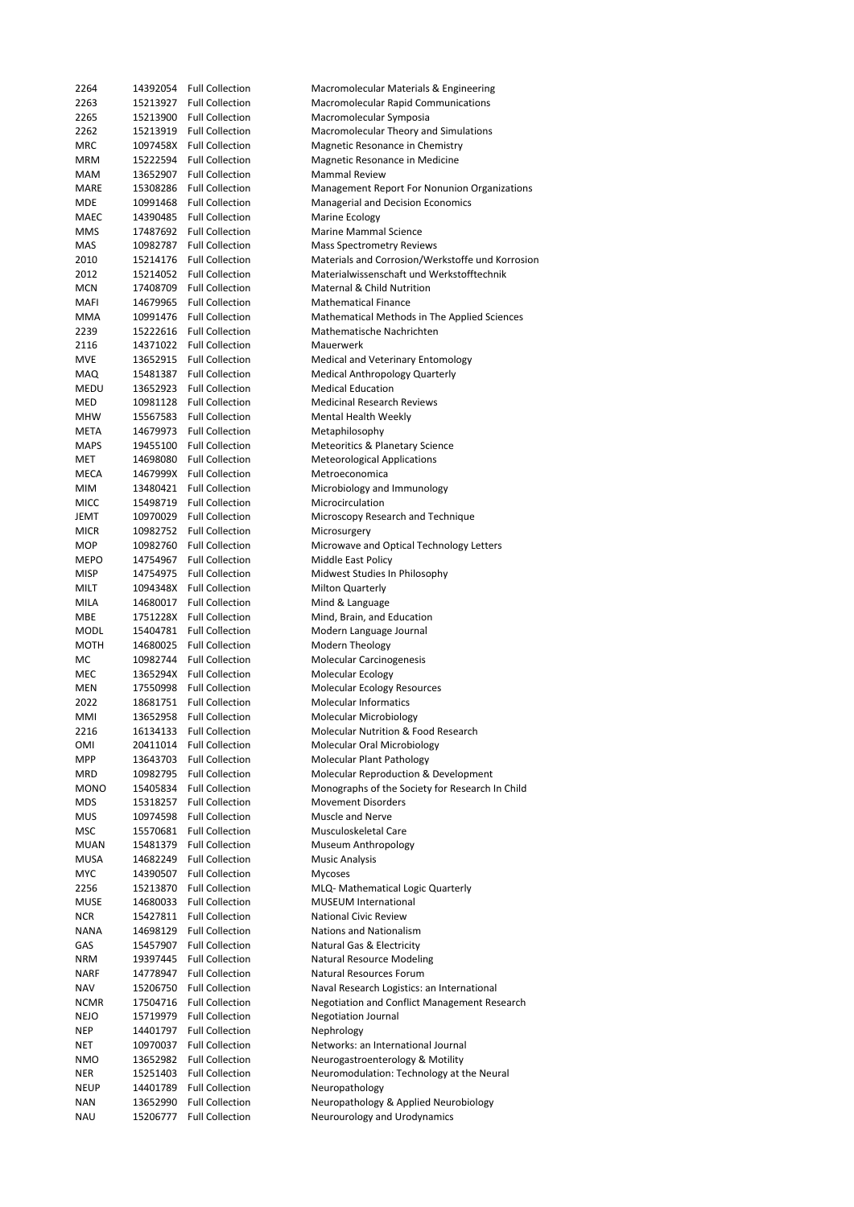| | | | |
|---|---|---|---|
| 2264 | 14392054 | Full Collection | Macromolecular Materials & Engineering |
| 2263 | 15213927 | Full Collection | Macromolecular Rapid Communications |
| 2265 | 15213900 | Full Collection | Macromolecular Symposia |
| 2262 | 15213919 | Full Collection | Macromolecular Theory and Simulations |
| MRC | 1097458X | Full Collection | Magnetic Resonance in Chemistry |
| MRM | 15222594 | Full Collection | Magnetic Resonance in Medicine |
| MAM | 13652907 | Full Collection | Mammal Review |
| MARE | 15308286 | Full Collection | Management Report For Nonunion Organizations |
| MDE | 10991468 | Full Collection | Managerial and Decision Economics |
| MAEC | 14390485 | Full Collection | Marine Ecology |
| MMS | 17487692 | Full Collection | Marine Mammal Science |
| MAS | 10982787 | Full Collection | Mass Spectrometry Reviews |
| 2010 | 15214176 | Full Collection | Materials and Corrosion/Werkstoffe und Korrosion |
| 2012 | 15214052 | Full Collection | Materialwissenschaft und Werkstofftechnik |
| MCN | 17408709 | Full Collection | Maternal & Child Nutrition |
| MAFI | 14679965 | Full Collection | Mathematical Finance |
| MMA | 10991476 | Full Collection | Mathematical Methods in The Applied Sciences |
| 2239 | 15222616 | Full Collection | Mathematische Nachrichten |
| 2116 | 14371022 | Full Collection | Mauerwerk |
| MVE | 13652915 | Full Collection | Medical and Veterinary Entomology |
| MAQ | 15481387 | Full Collection | Medical Anthropology Quarterly |
| MEDU | 13652923 | Full Collection | Medical Education |
| MED | 10981128 | Full Collection | Medicinal Research Reviews |
| MHW | 15567583 | Full Collection | Mental Health Weekly |
| META | 14679973 | Full Collection | Metaphilosophy |
| MAPS | 19455100 | Full Collection | Meteoritics & Planetary Science |
| MET | 14698080 | Full Collection | Meteorological Applications |
| MECA | 1467999X | Full Collection | Metroeconomica |
| MIM | 13480421 | Full Collection | Microbiology and Immunology |
| MICC | 15498719 | Full Collection | Microcirculation |
| JEMT | 10970029 | Full Collection | Microscopy Research and Technique |
| MICR | 10982752 | Full Collection | Microsurgery |
| MOP | 10982760 | Full Collection | Microwave and Optical Technology Letters |
| MEPO | 14754967 | Full Collection | Middle East Policy |
| MISP | 14754975 | Full Collection | Midwest Studies In Philosophy |
| MILT | 1094348X | Full Collection | Milton Quarterly |
| MILA | 14680017 | Full Collection | Mind & Language |
| MBE | 1751228X | Full Collection | Mind, Brain, and Education |
| MODL | 15404781 | Full Collection | Modern Language Journal |
| MOTH | 14680025 | Full Collection | Modern Theology |
| MC | 10982744 | Full Collection | Molecular Carcinogenesis |
| MEC | 1365294X | Full Collection | Molecular Ecology |
| MEN | 17550998 | Full Collection | Molecular Ecology Resources |
| 2022 | 18681751 | Full Collection | Molecular Informatics |
| MMI | 13652958 | Full Collection | Molecular Microbiology |
| 2216 | 16134133 | Full Collection | Molecular Nutrition & Food Research |
| OMI | 20411014 | Full Collection | Molecular Oral Microbiology |
| MPP | 13643703 | Full Collection | Molecular Plant Pathology |
| MRD | 10982795 | Full Collection | Molecular Reproduction & Development |
| MONO | 15405834 | Full Collection | Monographs of the Society for Research In Child |
| MDS | 15318257 | Full Collection | Movement Disorders |
| MUS | 10974598 | Full Collection | Muscle and Nerve |
| MSC | 15570681 | Full Collection | Musculoskeletal Care |
| MUAN | 15481379 | Full Collection | Museum Anthropology |
| MUSA | 14682249 | Full Collection | Music Analysis |
| MYC | 14390507 | Full Collection | Mycoses |
| 2256 | 15213870 | Full Collection | MLQ- Mathematical Logic Quarterly |
| MUSE | 14680033 | Full Collection | MUSEUM International |
| NCR | 15427811 | Full Collection | National Civic Review |
| NANA | 14698129 | Full Collection | Nations and Nationalism |
| GAS | 15457907 | Full Collection | Natural Gas & Electricity |
| NRM | 19397445 | Full Collection | Natural Resource Modeling |
| NARF | 14778947 | Full Collection | Natural Resources Forum |
| NAV | 15206750 | Full Collection | Naval Research Logistics: an International |
| NCMR | 17504716 | Full Collection | Negotiation and Conflict Management Research |
| NEJO | 15719979 | Full Collection | Negotiation Journal |
| NEP | 14401797 | Full Collection | Nephrology |
| NET | 10970037 | Full Collection | Networks: an International Journal |
| NMO | 13652982 | Full Collection | Neurogastroenterology & Motility |
| NER | 15251403 | Full Collection | Neuromodulation: Technology at the Neural |
| NEUP | 14401789 | Full Collection | Neuropathology |
| NAN | 13652990 | Full Collection | Neuropathology & Applied Neurobiology |
| NAU | 15206777 | Full Collection | Neurourology and Urodynamics |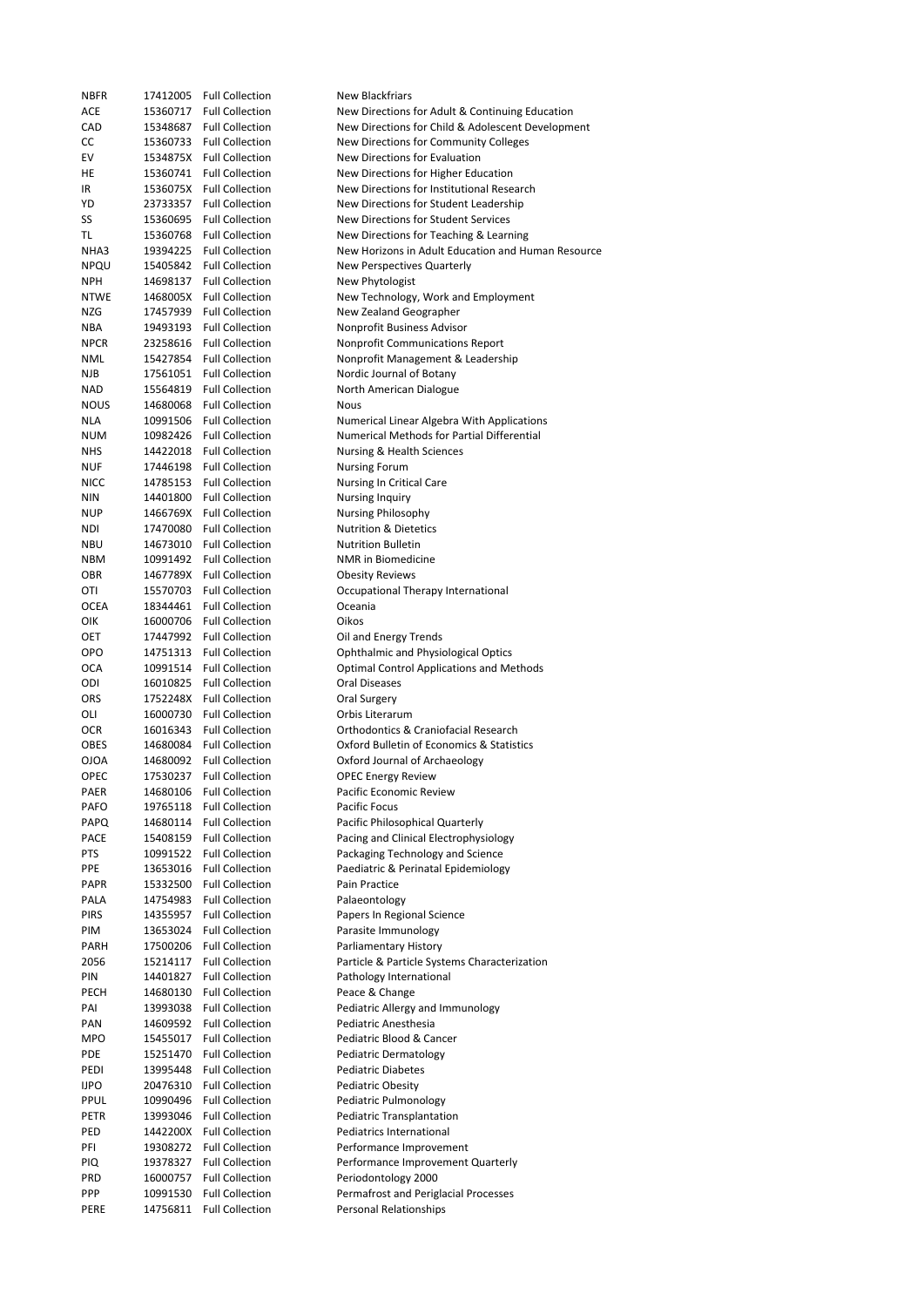| | | | |
|---|---|---|---|
| NBFR | 17412005 | Full Collection | New Blackfriars |
| ACE | 15360717 | Full Collection | New Directions for Adult & Continuing Education |
| CAD | 15348687 | Full Collection | New Directions for Child & Adolescent Development |
| CC | 15360733 | Full Collection | New Directions for Community Colleges |
| EV | 1534875X | Full Collection | New Directions for Evaluation |
| HE | 15360741 | Full Collection | New Directions for Higher Education |
| IR | 1536075X | Full Collection | New Directions for Institutional Research |
| YD | 23733357 | Full Collection | New Directions for Student Leadership |
| SS | 15360695 | Full Collection | New Directions for Student Services |
| TL | 15360768 | Full Collection | New Directions for Teaching & Learning |
| NHA3 | 19394225 | Full Collection | New Horizons in Adult Education and Human Resource |
| NPQU | 15405842 | Full Collection | New Perspectives Quarterly |
| NPH | 14698137 | Full Collection | New Phytologist |
| NTWE | 1468005X | Full Collection | New Technology, Work and Employment |
| NZG | 17457939 | Full Collection | New Zealand Geographer |
| NBA | 19493193 | Full Collection | Nonprofit Business Advisor |
| NPCR | 23258616 | Full Collection | Nonprofit Communications Report |
| NML | 15427854 | Full Collection | Nonprofit Management & Leadership |
| NJB | 17561051 | Full Collection | Nordic Journal of Botany |
| NAD | 15564819 | Full Collection | North American Dialogue |
| NOUS | 14680068 | Full Collection | Nous |
| NLA | 10991506 | Full Collection | Numerical Linear Algebra With Applications |
| NUM | 10982426 | Full Collection | Numerical Methods for Partial Differential |
| NHS | 14422018 | Full Collection | Nursing & Health Sciences |
| NUF | 17446198 | Full Collection | Nursing Forum |
| NICC | 14785153 | Full Collection | Nursing In Critical Care |
| NIN | 14401800 | Full Collection | Nursing Inquiry |
| NUP | 1466769X | Full Collection | Nursing Philosophy |
| NDI | 17470080 | Full Collection | Nutrition & Dietetics |
| NBU | 14673010 | Full Collection | Nutrition Bulletin |
| NBM | 10991492 | Full Collection | NMR in Biomedicine |
| OBR | 1467789X | Full Collection | Obesity Reviews |
| OTI | 15570703 | Full Collection | Occupational Therapy International |
| OCEA | 18344461 | Full Collection | Oceania |
| OIK | 16000706 | Full Collection | Oikos |
| OET | 17447992 | Full Collection | Oil and Energy Trends |
| OPO | 14751313 | Full Collection | Ophthalmic and Physiological Optics |
| OCA | 10991514 | Full Collection | Optimal Control Applications and Methods |
| ODI | 16010825 | Full Collection | Oral Diseases |
| ORS | 1752248X | Full Collection | Oral Surgery |
| OLI | 16000730 | Full Collection | Orbis Literarum |
| OCR | 16016343 | Full Collection | Orthodontics & Craniofacial Research |
| OBES | 14680084 | Full Collection | Oxford Bulletin of Economics & Statistics |
| OJOA | 14680092 | Full Collection | Oxford Journal of Archaeology |
| OPEC | 17530237 | Full Collection | OPEC Energy Review |
| PAER | 14680106 | Full Collection | Pacific Economic Review |
| PAFO | 19765118 | Full Collection | Pacific Focus |
| PAPQ | 14680114 | Full Collection | Pacific Philosophical Quarterly |
| PACE | 15408159 | Full Collection | Pacing and Clinical Electrophysiology |
| PTS | 10991522 | Full Collection | Packaging Technology and Science |
| PPE | 13653016 | Full Collection | Paediatric & Perinatal Epidemiology |
| PAPR | 15332500 | Full Collection | Pain Practice |
| PALA | 14754983 | Full Collection | Palaeontology |
| PIRS | 14355957 | Full Collection | Papers In Regional Science |
| PIM | 13653024 | Full Collection | Parasite Immunology |
| PARH | 17500206 | Full Collection | Parliamentary History |
| 2056 | 15214117 | Full Collection | Particle & Particle Systems Characterization |
| PIN | 14401827 | Full Collection | Pathology International |
| PECH | 14680130 | Full Collection | Peace & Change |
| PAI | 13993038 | Full Collection | Pediatric Allergy and Immunology |
| PAN | 14609592 | Full Collection | Pediatric Anesthesia |
| MPO | 15455017 | Full Collection | Pediatric Blood & Cancer |
| PDE | 15251470 | Full Collection | Pediatric Dermatology |
| PEDI | 13995448 | Full Collection | Pediatric Diabetes |
| IJPO | 20476310 | Full Collection | Pediatric Obesity |
| PPUL | 10990496 | Full Collection | Pediatric Pulmonology |
| PETR | 13993046 | Full Collection | Pediatric Transplantation |
| PED | 1442200X | Full Collection | Pediatrics International |
| PFI | 19308272 | Full Collection | Performance Improvement |
| PIQ | 19378327 | Full Collection | Performance Improvement Quarterly |
| PRD | 16000757 | Full Collection | Periodontology 2000 |
| PPP | 10991530 | Full Collection | Permafrost and Periglacial Processes |
| PERE | 14756811 | Full Collection | Personal Relationships |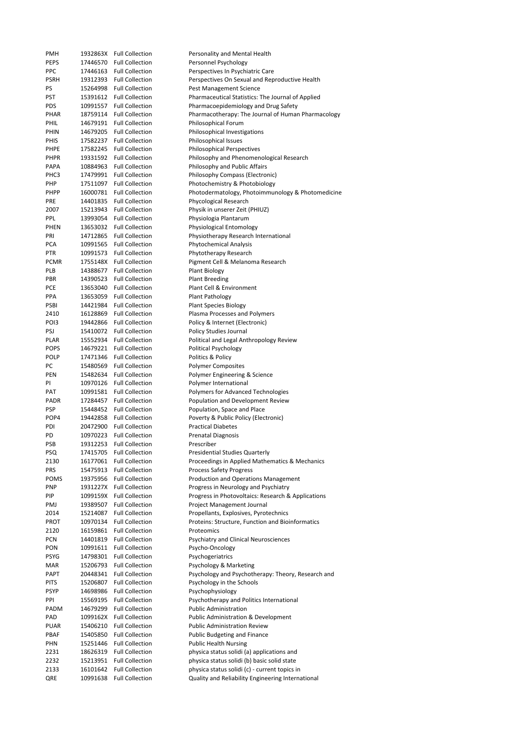| | | | |
|---|---|---|---|
| PMH | 1932863X | Full Collection | Personality and Mental Health |
| PEPS | 17446570 | Full Collection | Personnel Psychology |
| PPC | 17446163 | Full Collection | Perspectives In Psychiatric Care |
| PSRH | 19312393 | Full Collection | Perspectives On Sexual and Reproductive Health |
| PS | 15264998 | Full Collection | Pest Management Science |
| PST | 15391612 | Full Collection | Pharmaceutical Statistics: The Journal of Applied |
| PDS | 10991557 | Full Collection | Pharmacoepidemiology and Drug Safety |
| PHAR | 18759114 | Full Collection | Pharmacotherapy: The Journal of Human Pharmacology |
| PHIL | 14679191 | Full Collection | Philosophical Forum |
| PHIN | 14679205 | Full Collection | Philosophical Investigations |
| PHIS | 17582237 | Full Collection | Philosophical Issues |
| PHPE | 17582245 | Full Collection | Philosophical Perspectives |
| PHPR | 19331592 | Full Collection | Philosophy and Phenomenological Research |
| PAPA | 10884963 | Full Collection | Philosophy and Public Affairs |
| PHC3 | 17479991 | Full Collection | Philosophy Compass (Electronic) |
| PHP | 17511097 | Full Collection | Photochemistry & Photobiology |
| PHPP | 16000781 | Full Collection | Photodermatology, Photoimmunology & Photomedicine |
| PRE | 14401835 | Full Collection | Phycological Research |
| 2007 | 15213943 | Full Collection | Physik in unserer Zeit (PHIUZ) |
| PPL | 13993054 | Full Collection | Physiologia Plantarum |
| PHEN | 13653032 | Full Collection | Physiological Entomology |
| PRI | 14712865 | Full Collection | Physiotherapy Research International |
| PCA | 10991565 | Full Collection | Phytochemical Analysis |
| PTR | 10991573 | Full Collection | Phytotherapy Research |
| PCMR | 1755148X | Full Collection | Pigment Cell & Melanoma Research |
| PLB | 14388677 | Full Collection | Plant Biology |
| PBR | 14390523 | Full Collection | Plant Breeding |
| PCE | 13653040 | Full Collection | Plant Cell & Environment |
| PPA | 13653059 | Full Collection | Plant Pathology |
| PSBI | 14421984 | Full Collection | Plant Species Biology |
| 2410 | 16128869 | Full Collection | Plasma Processes and Polymers |
| POI3 | 19442866 | Full Collection | Policy & Internet (Electronic) |
| PSJ | 15410072 | Full Collection | Policy Studies Journal |
| PLAR | 15552934 | Full Collection | Political and Legal Anthropology Review |
| POPS | 14679221 | Full Collection | Political Psychology |
| POLP | 17471346 | Full Collection | Politics & Policy |
| PC | 15480569 | Full Collection | Polymer Composites |
| PEN | 15482634 | Full Collection | Polymer Engineering & Science |
| PI | 10970126 | Full Collection | Polymer International |
| PAT | 10991581 | Full Collection | Polymers for Advanced Technologies |
| PADR | 17284457 | Full Collection | Population and Development Review |
| PSP | 15448452 | Full Collection | Population, Space and Place |
| POP4 | 19442858 | Full Collection | Poverty & Public Policy (Electronic) |
| PDI | 20472900 | Full Collection | Practical Diabetes |
| PD | 10970223 | Full Collection | Prenatal Diagnosis |
| PSB | 19312253 | Full Collection | Prescriber |
| PSQ | 17415705 | Full Collection | Presidential Studies Quarterly |
| 2130 | 16177061 | Full Collection | Proceedings in Applied Mathematics & Mechanics |
| PRS | 15475913 | Full Collection | Process Safety Progress |
| POMS | 19375956 | Full Collection | Production and Operations Management |
| PNP | 1931227X | Full Collection | Progress in Neurology and Psychiatry |
| PIP | 1099159X | Full Collection | Progress in Photovoltaics: Research & Applications |
| PMJ | 19389507 | Full Collection | Project Management Journal |
| 2014 | 15214087 | Full Collection | Propellants, Explosives, Pyrotechnics |
| PROT | 10970134 | Full Collection | Proteins: Structure, Function and Bioinformatics |
| 2120 | 16159861 | Full Collection | Proteomics |
| PCN | 14401819 | Full Collection | Psychiatry and Clinical Neurosciences |
| PON | 10991611 | Full Collection | Psycho-Oncology |
| PSYG | 14798301 | Full Collection | Psychogeriatrics |
| MAR | 15206793 | Full Collection | Psychology & Marketing |
| PAPT | 20448341 | Full Collection | Psychology and Psychotherapy: Theory, Research and |
| PITS | 15206807 | Full Collection | Psychology in the Schools |
| PSYP | 14698986 | Full Collection | Psychophysiology |
| PPI | 15569195 | Full Collection | Psychotherapy and Politics International |
| PADM | 14679299 | Full Collection | Public Administration |
| PAD | 1099162X | Full Collection | Public Administration & Development |
| PUAR | 15406210 | Full Collection | Public Administration Review |
| PBAF | 15405850 | Full Collection | Public Budgeting and Finance |
| PHN | 15251446 | Full Collection | Public Health Nursing |
| 2231 | 18626319 | Full Collection | physica status solidi (a) applications and |
| 2232 | 15213951 | Full Collection | physica status solidi (b) basic solid state |
| 2133 | 16101642 | Full Collection | physica status solidi (c) - current topics in |
| QRE | 10991638 | Full Collection | Quality and Reliability Engineering International |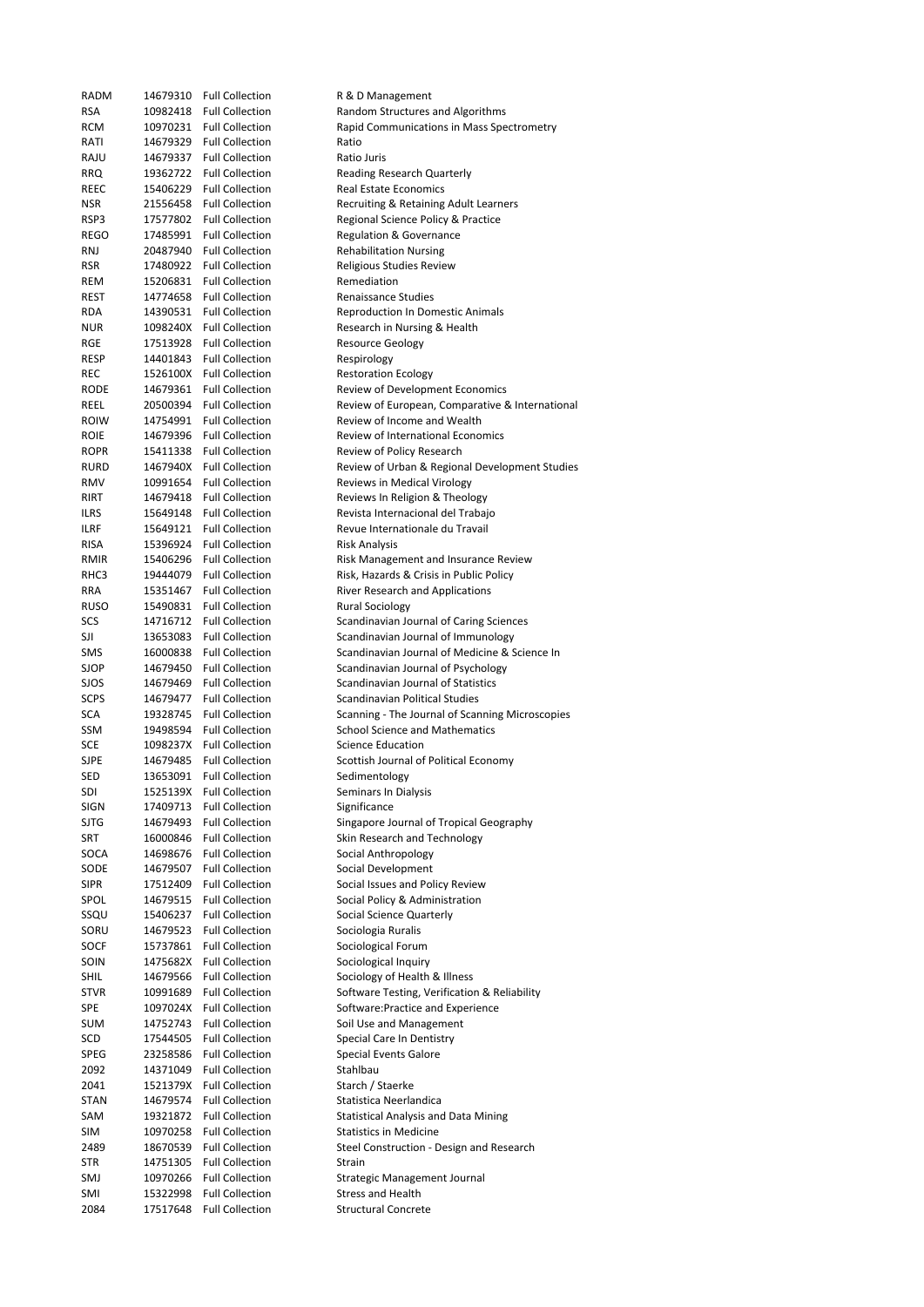| | | | |
|---|---|---|---|
| RADM | 14679310 | Full Collection | R & D Management |
| RSA | 10982418 | Full Collection | Random Structures and Algorithms |
| RCM | 10970231 | Full Collection | Rapid Communications in Mass Spectrometry |
| RATI | 14679329 | Full Collection | Ratio |
| RAJU | 14679337 | Full Collection | Ratio Juris |
| RRQ | 19362722 | Full Collection | Reading Research Quarterly |
| REEC | 15406229 | Full Collection | Real Estate Economics |
| NSR | 21556458 | Full Collection | Recruiting & Retaining Adult Learners |
| RSP3 | 17577802 | Full Collection | Regional Science Policy & Practice |
| REGO | 17485991 | Full Collection | Regulation & Governance |
| RNJ | 20487940 | Full Collection | Rehabilitation Nursing |
| RSR | 17480922 | Full Collection | Religious Studies Review |
| REM | 15206831 | Full Collection | Remediation |
| REST | 14774658 | Full Collection | Renaissance Studies |
| RDA | 14390531 | Full Collection | Reproduction In Domestic Animals |
| NUR | 1098240X | Full Collection | Research in Nursing & Health |
| RGE | 17513928 | Full Collection | Resource Geology |
| RESP | 14401843 | Full Collection | Respirology |
| REC | 1526100X | Full Collection | Restoration Ecology |
| RODE | 14679361 | Full Collection | Review of Development Economics |
| REEL | 20500394 | Full Collection | Review of European, Comparative & International |
| ROIW | 14754991 | Full Collection | Review of Income and Wealth |
| ROIE | 14679396 | Full Collection | Review of International Economics |
| ROPR | 15411338 | Full Collection | Review of Policy Research |
| RURD | 1467940X | Full Collection | Review of Urban & Regional Development Studies |
| RMV | 10991654 | Full Collection | Reviews in Medical Virology |
| RIRT | 14679418 | Full Collection | Reviews In Religion & Theology |
| ILRS | 15649148 | Full Collection | Revista Internacional del Trabajo |
| ILRF | 15649121 | Full Collection | Revue Internationale du Travail |
| RISA | 15396924 | Full Collection | Risk Analysis |
| RMIR | 15406296 | Full Collection | Risk Management and Insurance Review |
| RHC3 | 19444079 | Full Collection | Risk, Hazards & Crisis in Public Policy |
| RRA | 15351467 | Full Collection | River Research and Applications |
| RUSO | 15490831 | Full Collection | Rural Sociology |
| SCS | 14716712 | Full Collection | Scandinavian Journal of Caring Sciences |
| SJI | 13653083 | Full Collection | Scandinavian Journal of Immunology |
| SMS | 16000838 | Full Collection | Scandinavian Journal of Medicine & Science In |
| SJOP | 14679450 | Full Collection | Scandinavian Journal of Psychology |
| SJOS | 14679469 | Full Collection | Scandinavian Journal of Statistics |
| SCPS | 14679477 | Full Collection | Scandinavian Political Studies |
| SCA | 19328745 | Full Collection | Scanning - The Journal of Scanning Microscopies |
| SSM | 19498594 | Full Collection | School Science and Mathematics |
| SCE | 1098237X | Full Collection | Science Education |
| SJPE | 14679485 | Full Collection | Scottish Journal of Political Economy |
| SED | 13653091 | Full Collection | Sedimentology |
| SDI | 1525139X | Full Collection | Seminars In Dialysis |
| SIGN | 17409713 | Full Collection | Significance |
| SJTG | 14679493 | Full Collection | Singapore Journal of Tropical Geography |
| SRT | 16000846 | Full Collection | Skin Research and Technology |
| SOCA | 14698676 | Full Collection | Social Anthropology |
| SODE | 14679507 | Full Collection | Social Development |
| SIPR | 17512409 | Full Collection | Social Issues and Policy Review |
| SPOL | 14679515 | Full Collection | Social Policy & Administration |
| SSQU | 15406237 | Full Collection | Social Science Quarterly |
| SORU | 14679523 | Full Collection | Sociologia Ruralis |
| SOCF | 15737861 | Full Collection | Sociological Forum |
| SOIN | 1475682X | Full Collection | Sociological Inquiry |
| SHIL | 14679566 | Full Collection | Sociology of Health & Illness |
| STVR | 10991689 | Full Collection | Software Testing, Verification & Reliability |
| SPE | 1097024X | Full Collection | Software:Practice and Experience |
| SUM | 14752743 | Full Collection | Soil Use and Management |
| SCD | 17544505 | Full Collection | Special Care In Dentistry |
| SPEG | 23258586 | Full Collection | Special Events Galore |
| 2092 | 14371049 | Full Collection | Stahlbau |
| 2041 | 1521379X | Full Collection | Starch / Staerke |
| STAN | 14679574 | Full Collection | Statistica Neerlandica |
| SAM | 19321872 | Full Collection | Statistical Analysis and Data Mining |
| SIM | 10970258 | Full Collection | Statistics in Medicine |
| 2489 | 18670539 | Full Collection | Steel Construction - Design and Research |
| STR | 14751305 | Full Collection | Strain |
| SMJ | 10970266 | Full Collection | Strategic Management Journal |
| SMI | 15322998 | Full Collection | Stress and Health |
| 2084 | 17517648 | Full Collection | Structural Concrete |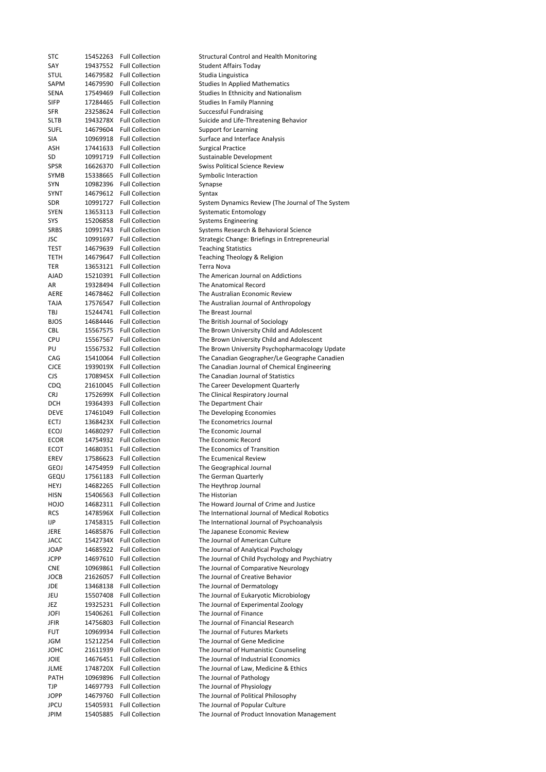| | | | |
|---|---|---|---|
| STC | 15452263 | Full Collection | Structural Control and Health Monitoring |
| SAY | 19437552 | Full Collection | Student Affairs Today |
| STUL | 14679582 | Full Collection | Studia Linguistica |
| SAPM | 14679590 | Full Collection | Studies In Applied Mathematics |
| SENA | 17549469 | Full Collection | Studies In Ethnicity and Nationalism |
| SIFP | 17284465 | Full Collection | Studies In Family Planning |
| SFR | 23258624 | Full Collection | Successful Fundraising |
| SLTB | 1943278X | Full Collection | Suicide and Life-Threatening Behavior |
| SUFL | 14679604 | Full Collection | Support for Learning |
| SIA | 10969918 | Full Collection | Surface and Interface Analysis |
| ASH | 17441633 | Full Collection | Surgical Practice |
| SD | 10991719 | Full Collection | Sustainable Development |
| SPSR | 16626370 | Full Collection | Swiss Political Science Review |
| SYMB | 15338665 | Full Collection | Symbolic Interaction |
| SYN | 10982396 | Full Collection | Synapse |
| SYNT | 14679612 | Full Collection | Syntax |
| SDR | 10991727 | Full Collection | System Dynamics Review (The Journal of The System |
| SYEN | 13653113 | Full Collection | Systematic Entomology |
| SYS | 15206858 | Full Collection | Systems Engineering |
| SRBS | 10991743 | Full Collection | Systems Research & Behavioral Science |
| JSC | 10991697 | Full Collection | Strategic Change: Briefings in Entrepreneurial |
| TEST | 14679639 | Full Collection | Teaching Statistics |
| TETH | 14679647 | Full Collection | Teaching Theology & Religion |
| TER | 13653121 | Full Collection | Terra Nova |
| AJAD | 15210391 | Full Collection | The American Journal on Addictions |
| AR | 19328494 | Full Collection | The Anatomical Record |
| AERE | 14678462 | Full Collection | The Australian Economic Review |
| TAJA | 17576547 | Full Collection | The Australian Journal of Anthropology |
| TBJ | 15244741 | Full Collection | The Breast Journal |
| BJOS | 14684446 | Full Collection | The British Journal of Sociology |
| CBL | 15567575 | Full Collection | The Brown University Child and Adolescent |
| CPU | 15567567 | Full Collection | The Brown University Child and Adolescent |
| PU | 15567532 | Full Collection | The Brown University Psychopharmacology Update |
| CAG | 15410064 | Full Collection | The Canadian Geographer/Le Geographe Canadien |
| CJCE | 1939019X | Full Collection | The Canadian Journal of Chemical Engineering |
| CJS | 1708945X | Full Collection | The Canadian Journal of Statistics |
| CDQ | 21610045 | Full Collection | The Career Development Quarterly |
| CRJ | 1752699X | Full Collection | The Clinical Respiratory Journal |
| DCH | 19364393 | Full Collection | The Department Chair |
| DEVE | 17461049 | Full Collection | The Developing Economies |
| ECTJ | 1368423X | Full Collection | The Econometrics Journal |
| ECOJ | 14680297 | Full Collection | The Economic Journal |
| ECOR | 14754932 | Full Collection | The Economic Record |
| ECOT | 14680351 | Full Collection | The Economics of Transition |
| EREV | 17586623 | Full Collection | The Ecumenical Review |
| GEOJ | 14754959 | Full Collection | The Geographical Journal |
| GEQU | 17561183 | Full Collection | The German Quarterly |
| HEYJ | 14682265 | Full Collection | The Heythrop Journal |
| HISN | 15406563 | Full Collection | The Historian |
| HOJO | 14682311 | Full Collection | The Howard Journal of Crime and Justice |
| RCS | 1478596X | Full Collection | The International Journal of Medical Robotics |
| IJP | 17458315 | Full Collection | The International Journal of Psychoanalysis |
| JERE | 14685876 | Full Collection | The Japanese Economic Review |
| JACC | 1542734X | Full Collection | The Journal of American Culture |
| JOAP | 14685922 | Full Collection | The Journal of Analytical Psychology |
| JCPP | 14697610 | Full Collection | The Journal of Child Psychology and Psychiatry |
| CNE | 10969861 | Full Collection | The Journal of Comparative Neurology |
| JOCB | 21626057 | Full Collection | The Journal of Creative Behavior |
| JDE | 13468138 | Full Collection | The Journal of Dermatology |
| JEU | 15507408 | Full Collection | The Journal of Eukaryotic Microbiology |
| JEZ | 19325231 | Full Collection | The Journal of Experimental Zoology |
| JOFI | 15406261 | Full Collection | The Journal of Finance |
| JFIR | 14756803 | Full Collection | The Journal of Financial Research |
| FUT | 10969934 | Full Collection | The Journal of Futures Markets |
| JGM | 15212254 | Full Collection | The Journal of Gene Medicine |
| JOHC | 21611939 | Full Collection | The Journal of Humanistic Counseling |
| JOIE | 14676451 | Full Collection | The Journal of Industrial Economics |
| JLME | 1748720X | Full Collection | The Journal of Law, Medicine & Ethics |
| PATH | 10969896 | Full Collection | The Journal of Pathology |
| TJP | 14697793 | Full Collection | The Journal of Physiology |
| JOPP | 14679760 | Full Collection | The Journal of Political Philosophy |
| JPCU | 15405931 | Full Collection | The Journal of Popular Culture |
| JPIM | 15405885 | Full Collection | The Journal of Product Innovation Management |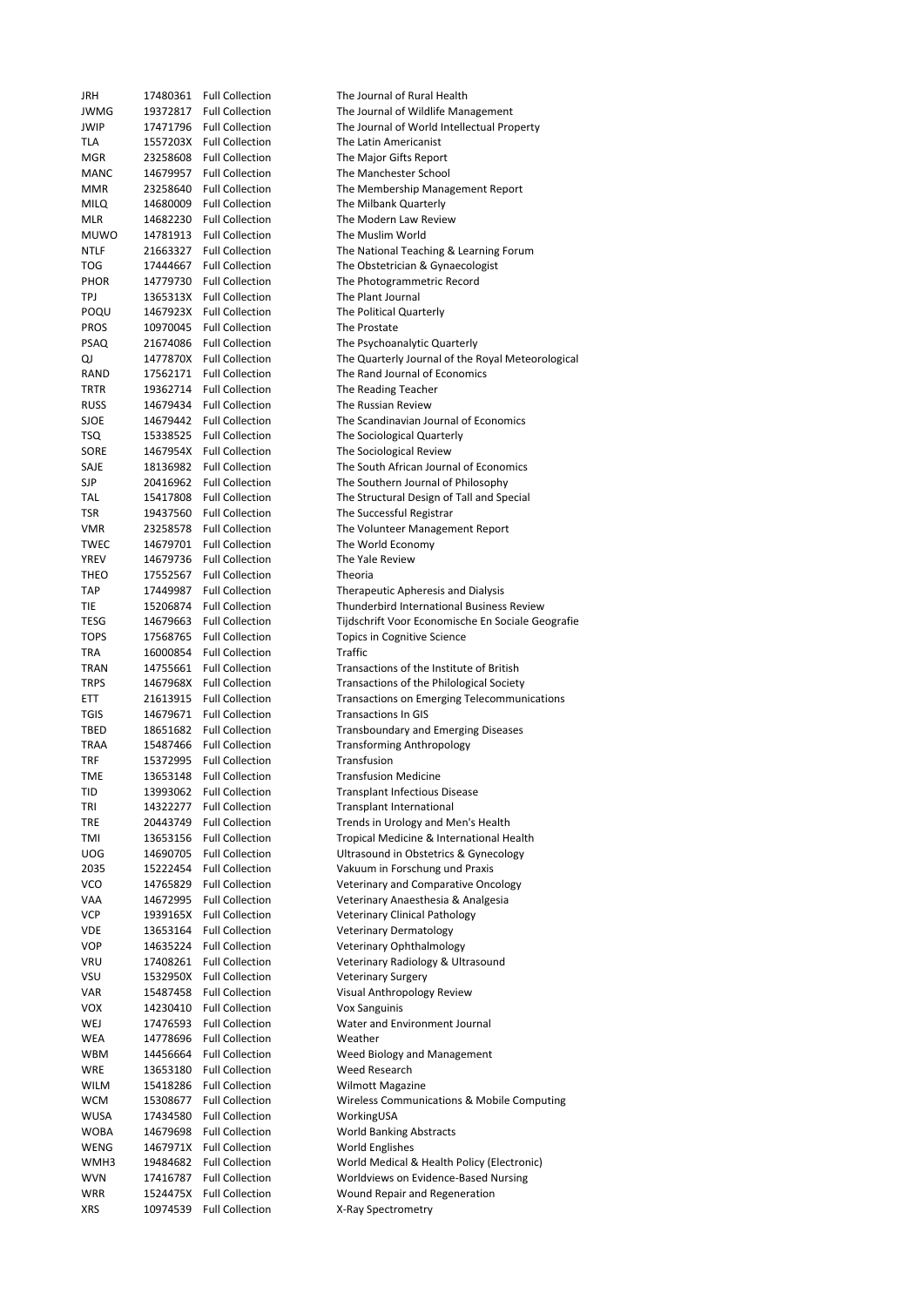| | | | |
|---|---|---|---|
| JRH | 17480361 | Full Collection | The Journal of Rural Health |
| JWMG | 19372817 | Full Collection | The Journal of Wildlife Management |
| JWIP | 17471796 | Full Collection | The Journal of World Intellectual Property |
| TLA | 1557203X | Full Collection | The Latin Americanist |
| MGR | 23258608 | Full Collection | The Major Gifts Report |
| MANC | 14679957 | Full Collection | The Manchester School |
| MMR | 23258640 | Full Collection | The Membership Management Report |
| MILQ | 14680009 | Full Collection | The Milbank Quarterly |
| MLR | 14682230 | Full Collection | The Modern Law Review |
| MUWO | 14781913 | Full Collection | The Muslim World |
| NTLF | 21663327 | Full Collection | The National Teaching & Learning Forum |
| TOG | 17444667 | Full Collection | The Obstetrician & Gynaecologist |
| PHOR | 14779730 | Full Collection | The Photogrammetric Record |
| TPJ | 1365313X | Full Collection | The Plant Journal |
| POQU | 1467923X | Full Collection | The Political Quarterly |
| PROS | 10970045 | Full Collection | The Prostate |
| PSAQ | 21674086 | Full Collection | The Psychoanalytic Quarterly |
| QJ | 1477870X | Full Collection | The Quarterly Journal of the Royal Meteorological |
| RAND | 17562171 | Full Collection | The Rand Journal of Economics |
| TRTR | 19362714 | Full Collection | The Reading Teacher |
| RUSS | 14679434 | Full Collection | The Russian Review |
| SJOE | 14679442 | Full Collection | The Scandinavian Journal of Economics |
| TSQ | 15338525 | Full Collection | The Sociological Quarterly |
| SORE | 1467954X | Full Collection | The Sociological Review |
| SAJE | 18136982 | Full Collection | The South African Journal of Economics |
| SJP | 20416962 | Full Collection | The Southern Journal of Philosophy |
| TAL | 15417808 | Full Collection | The Structural Design of Tall and Special |
| TSR | 19437560 | Full Collection | The Successful Registrar |
| VMR | 23258578 | Full Collection | The Volunteer Management Report |
| TWEC | 14679701 | Full Collection | The World Economy |
| YREV | 14679736 | Full Collection | The Yale Review |
| THEO | 17552567 | Full Collection | Theoria |
| TAP | 17449987 | Full Collection | Therapeutic Apheresis and Dialysis |
| TIE | 15206874 | Full Collection | Thunderbird International Business Review |
| TESG | 14679663 | Full Collection | Tijdschrift Voor Economische En Sociale Geografie |
| TOPS | 17568765 | Full Collection | Topics in Cognitive Science |
| TRA | 16000854 | Full Collection | Traffic |
| TRAN | 14755661 | Full Collection | Transactions of the Institute of British |
| TRPS | 1467968X | Full Collection | Transactions of the Philological Society |
| ETT | 21613915 | Full Collection | Transactions on Emerging Telecommunications |
| TGIS | 14679671 | Full Collection | Transactions In GIS |
| TBED | 18651682 | Full Collection | Transboundary and Emerging Diseases |
| TRAA | 15487466 | Full Collection | Transforming Anthropology |
| TRF | 15372995 | Full Collection | Transfusion |
| TME | 13653148 | Full Collection | Transfusion Medicine |
| TID | 13993062 | Full Collection | Transplant Infectious Disease |
| TRI | 14322277 | Full Collection | Transplant International |
| TRE | 20443749 | Full Collection | Trends in Urology and Men's Health |
| TMI | 13653156 | Full Collection | Tropical Medicine & International Health |
| UOG | 14690705 | Full Collection | Ultrasound in Obstetrics & Gynecology |
| 2035 | 15222454 | Full Collection | Vakuum in Forschung und Praxis |
| VCO | 14765829 | Full Collection | Veterinary and Comparative Oncology |
| VAA | 14672995 | Full Collection | Veterinary Anaesthesia & Analgesia |
| VCP | 1939165X | Full Collection | Veterinary Clinical Pathology |
| VDE | 13653164 | Full Collection | Veterinary Dermatology |
| VOP | 14635224 | Full Collection | Veterinary Ophthalmology |
| VRU | 17408261 | Full Collection | Veterinary Radiology & Ultrasound |
| VSU | 1532950X | Full Collection | Veterinary Surgery |
| VAR | 15487458 | Full Collection | Visual Anthropology Review |
| VOX | 14230410 | Full Collection | Vox Sanguinis |
| WEJ | 17476593 | Full Collection | Water and Environment Journal |
| WEA | 14778696 | Full Collection | Weather |
| WBM | 14456664 | Full Collection | Weed Biology and Management |
| WRE | 13653180 | Full Collection | Weed Research |
| WILM | 15418286 | Full Collection | Wilmott Magazine |
| WCM | 15308677 | Full Collection | Wireless Communications & Mobile Computing |
| WUSA | 17434580 | Full Collection | WorkingUSA |
| WOBA | 14679698 | Full Collection | World Banking Abstracts |
| WENG | 1467971X | Full Collection | World Englishes |
| WMH3 | 19484682 | Full Collection | World Medical & Health Policy (Electronic) |
| WVN | 17416787 | Full Collection | Worldviews on Evidence-Based Nursing |
| WRR | 1524475X | Full Collection | Wound Repair and Regeneration |
| XRS | 10974539 | Full Collection | X-Ray Spectrometry |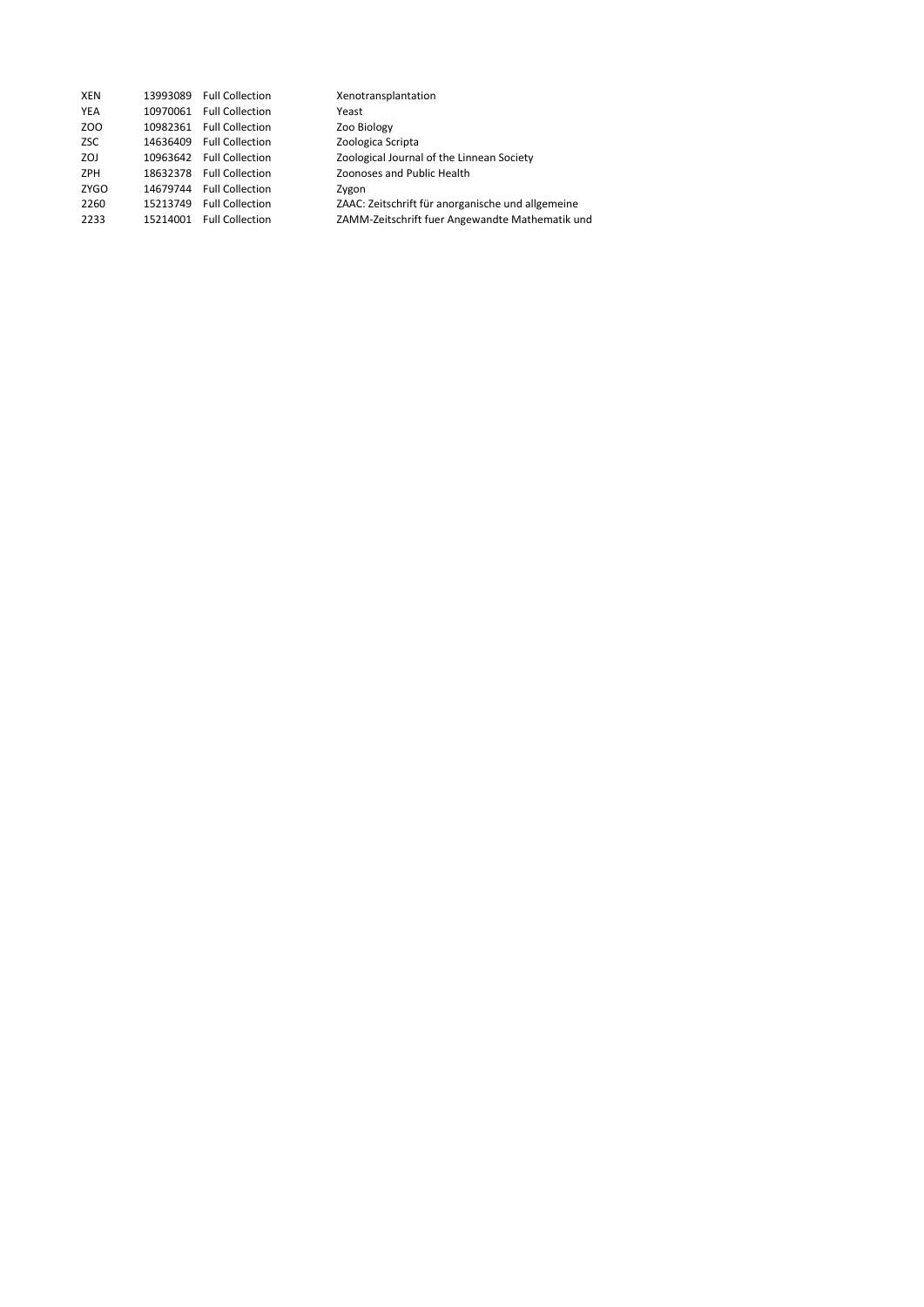| | | | |
|---|---|---|---|
| XEN | 13993089 | Full Collection | Xenotransplantation |
| YEA | 10970061 | Full Collection | Yeast |
| ZOO | 10982361 | Full Collection | Zoo Biology |
| ZSC | 14636409 | Full Collection | Zoologica Scripta |
| ZOJ | 10963642 | Full Collection | Zoological Journal of the Linnean Society |
| ZPH | 18632378 | Full Collection | Zoonoses and Public Health |
| ZYGO | 14679744 | Full Collection | Zygon |
| 2260 | 15213749 | Full Collection | ZAAC: Zeitschrift für anorganische und allgemeine |
| 2233 | 15214001 | Full Collection | ZAMM-Zeitschrift fuer Angewandte Mathematik und |